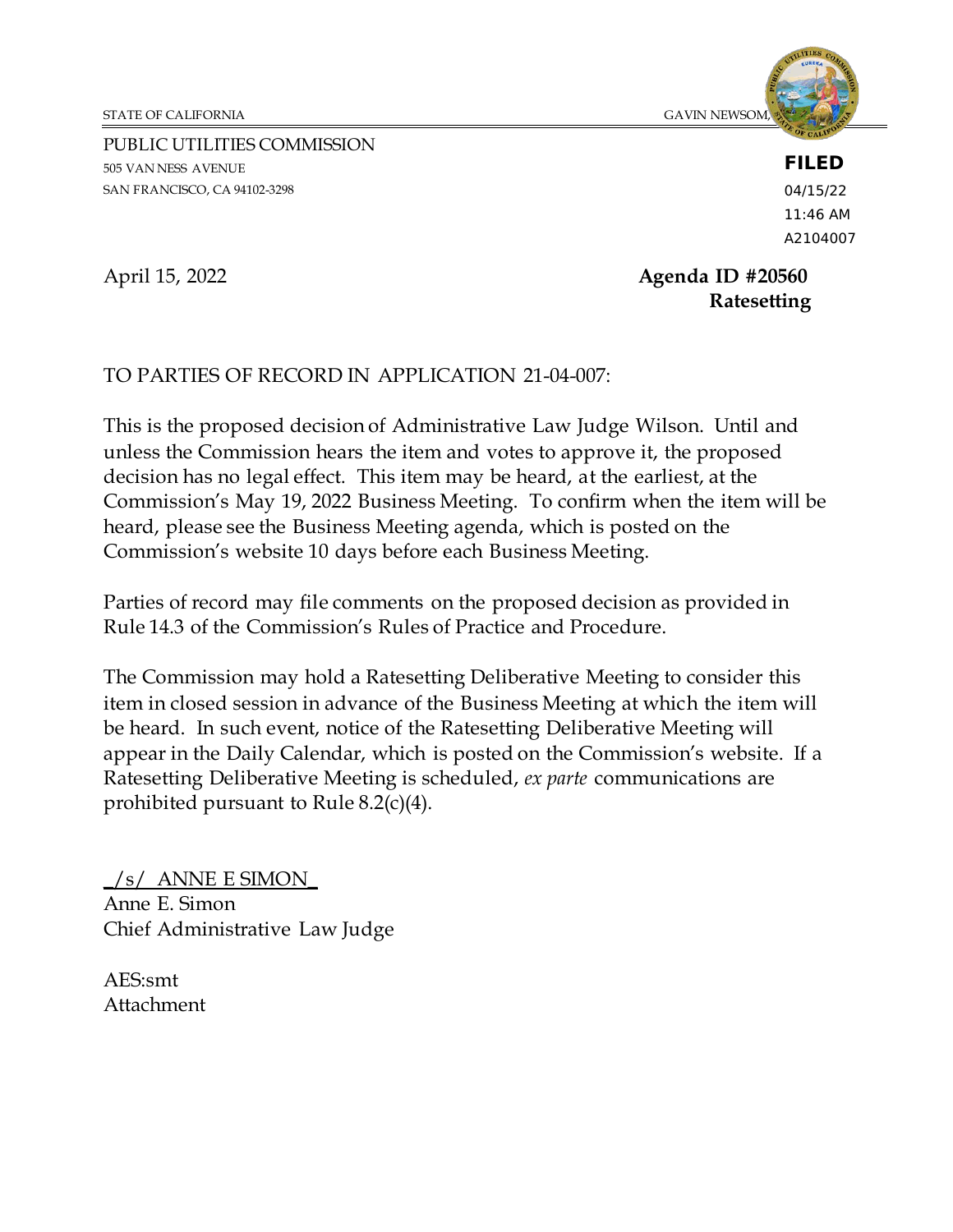STATE OF CALIFORNIA GAVIN NEWSOM,

PUBLIC UTILITIES COMMISSION
505 VAN NESS AVENUE
SAN FRANCISCO, CA 94102-3298

**FILED**
04/15/22
11:46 AM
A2104007

April 15, 2022

**Agenda ID #20560**
**Ratesetting**

TO PARTIES OF RECORD IN APPLICATION 21-04-007:

This is the proposed decision of Administrative Law Judge Wilson. Until and unless the Commission hears the item and votes to approve it, the proposed decision has no legal effect. This item may be heard, at the earliest, at the Commission's May 19, 2022 Business Meeting. To confirm when the item will be heard, please see the Business Meeting agenda, which is posted on the Commission's website 10 days before each Business Meeting.

Parties of record may file comments on the proposed decision as provided in Rule 14.3 of the Commission's Rules of Practice and Procedure.

The Commission may hold a Ratesetting Deliberative Meeting to consider this item in closed session in advance of the Business Meeting at which the item will be heard. In such event, notice of the Ratesetting Deliberative Meeting will appear in the Daily Calendar, which is posted on the Commission's website. If a Ratesetting Deliberative Meeting is scheduled, *ex parte* communications are prohibited pursuant to Rule 8.2(c)(4).

_/s/ ANNE E SIMON_
Anne E. Simon
Chief Administrative Law Judge

AES:smt
Attachment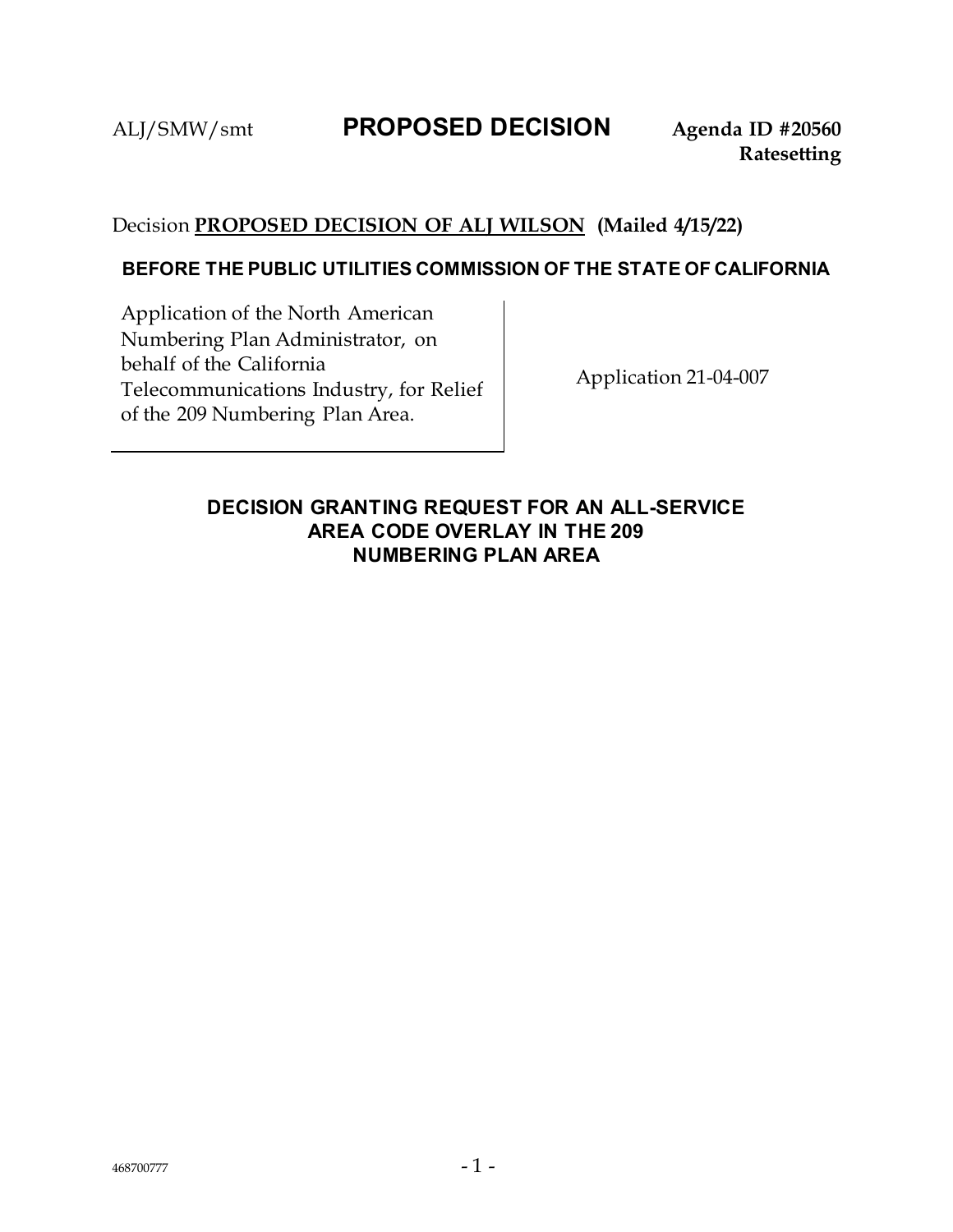ALJ/SMW/smt **PROPOSED DECISION** **Agenda ID #20560**
**Ratesetting**

Decision **PROPOSED DECISION OF ALJ WILSON (Mailed 4/15/22)**

**BEFORE THE PUBLIC UTILITIES COMMISSION OF THE STATE OF CALIFORNIA**

| Application of the North American Numbering Plan Administrator, on behalf of the California Telecommunications Industry, for Relief of the 209 Numbering Plan Area. | Application 21-04-007 |
|---|---|

**DECISION GRANTING REQUEST FOR AN ALL-SERVICE AREA CODE OVERLAY IN THE 209 NUMBERING PLAN AREA**

468700777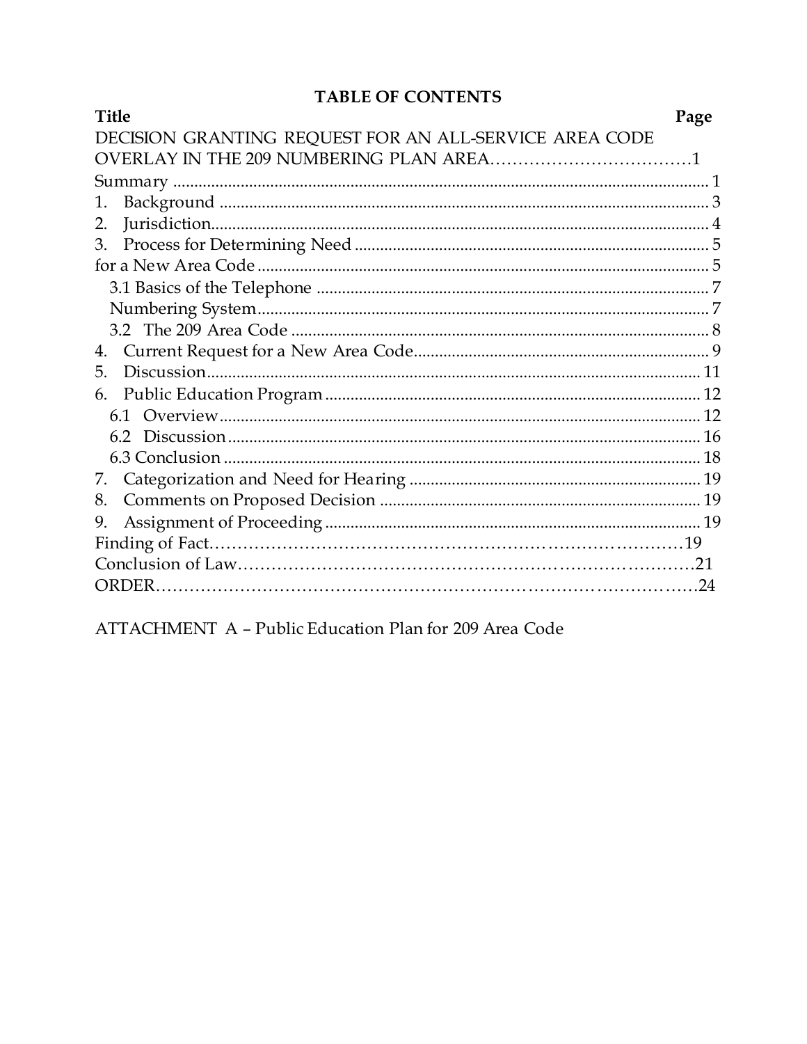# TABLE OF CONTENTS

| Title | Page |
| --- | --- |
| DECISION GRANTING REQUEST FOR AN ALL-SERVICE AREA CODE OVERLAY IN THE 209 NUMBERING PLAN AREA | 1 |
| Summary | 1 |
| 1. Background | 3 |
| 2. Jurisdiction | 4 |
| 3. Process for Determining Need for a New Area Code | 5 |
| 3.1 Basics of the Telephone Numbering System | 7 |
| 3.2 The 209 Area Code | 8 |
| 4. Current Request for a New Area Code | 9 |
| 5. Discussion | 11 |
| 6. Public Education Program | 12 |
| 6.1 Overview | 12 |
| 6.2 Discussion | 16 |
| 6.3 Conclusion | 18 |
| 7. Categorization and Need for Hearing | 19 |
| 8. Comments on Proposed Decision | 19 |
| 9. Assignment of Proceeding | 19 |
| Finding of Fact | 19 |
| Conclusion of Law | 21 |
| ORDER | 24 |

ATTACHMENT A – Public Education Plan for 209 Area Code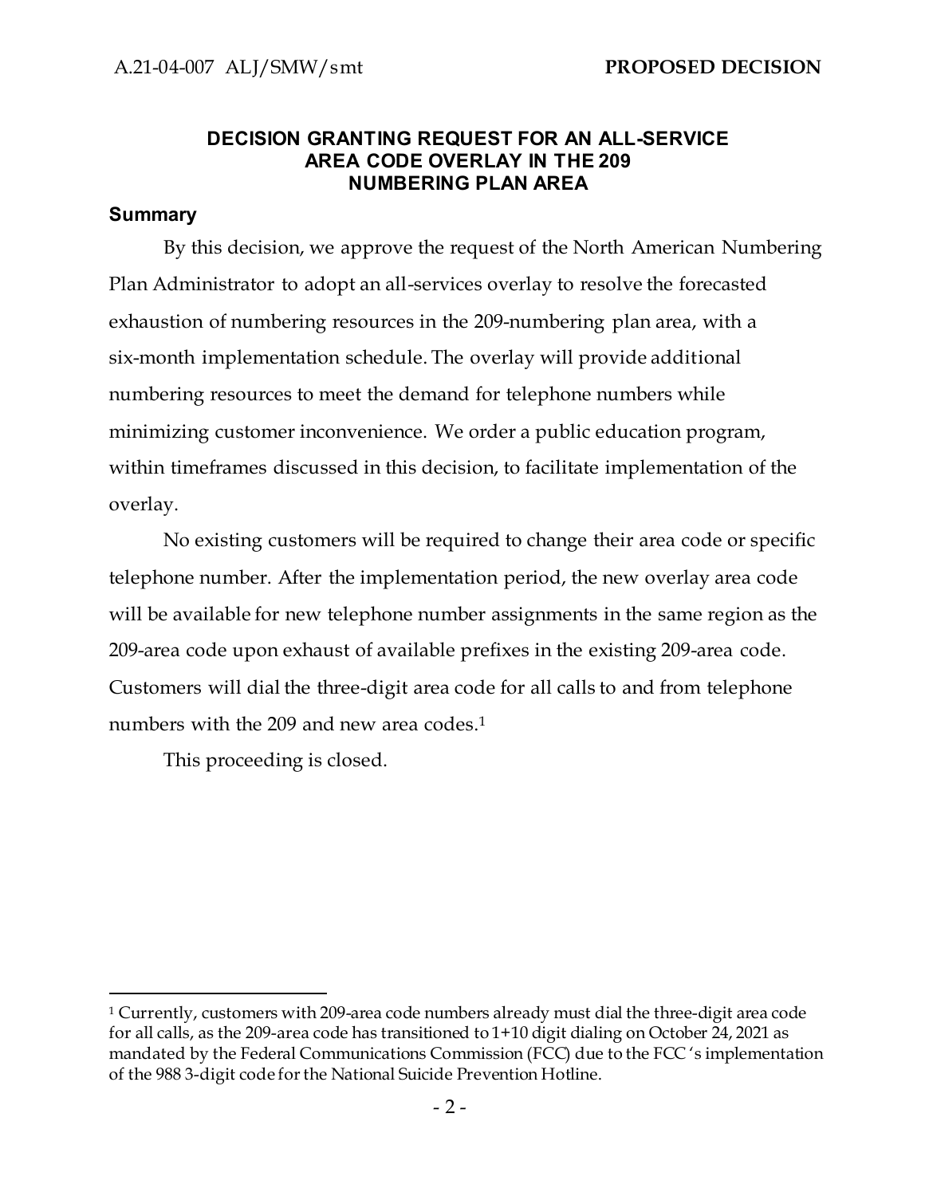## DECISION GRANTING REQUEST FOR AN ALL-SERVICE AREA CODE OVERLAY IN THE 209 NUMBERING PLAN AREA

### Summary

By this decision, we approve the request of the North American Numbering Plan Administrator to adopt an all-services overlay to resolve the forecasted exhaustion of numbering resources in the 209-numbering plan area, with a six-month implementation schedule. The overlay will provide additional numbering resources to meet the demand for telephone numbers while minimizing customer inconvenience. We order a public education program, within timeframes discussed in this decision, to facilitate implementation of the overlay.

No existing customers will be required to change their area code or specific telephone number. After the implementation period, the new overlay area code will be available for new telephone number assignments in the same region as the 209-area code upon exhaust of available prefixes in the existing 209-area code. Customers will dial the three-digit area code for all calls to and from telephone numbers with the 209 and new area codes.[1]

This proceeding is closed.

---

[1] Currently, customers with 209-area code numbers already must dial the three-digit area code for all calls, as the 209-area code has transitioned to 1+10 digit dialing on October 24, 2021 as mandated by the Federal Communications Commission (FCC) due to the FCC's implementation of the 988 3-digit code for the National Suicide Prevention Hotline.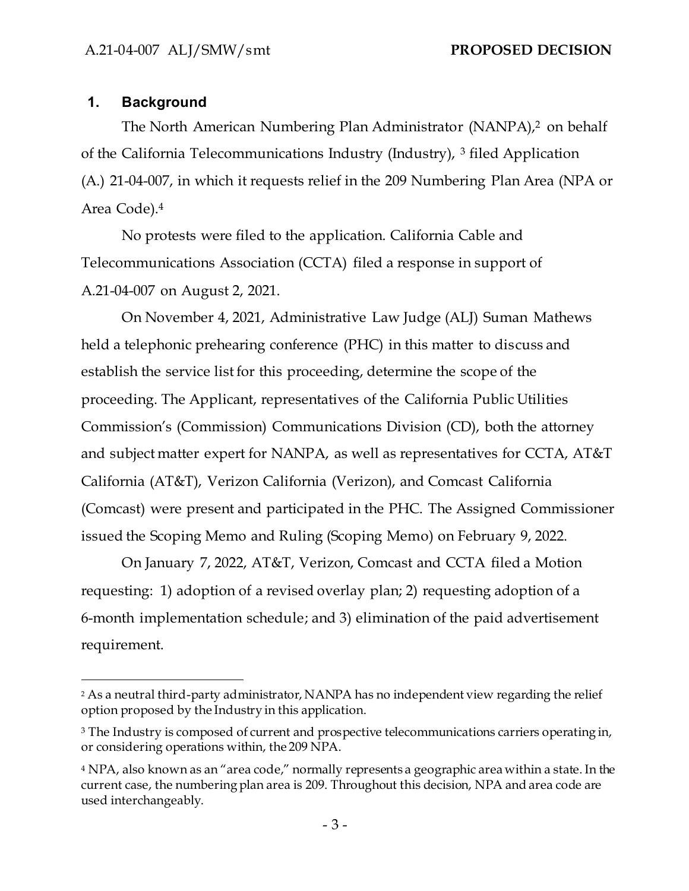## 1. Background

The North American Numbering Plan Administrator (NANPA),[2] on behalf of the California Telecommunications Industry (Industry), [3] filed Application (A.) 21-04-007, in which it requests relief in the 209 Numbering Plan Area (NPA or Area Code).[4]

No protests were filed to the application. California Cable and Telecommunications Association (CCTA) filed a response in support of A.21-04-007 on August 2, 2021.

On November 4, 2021, Administrative Law Judge (ALJ) Suman Mathews held a telephonic prehearing conference (PHC) in this matter to discuss and establish the service list for this proceeding, determine the scope of the proceeding. The Applicant, representatives of the California Public Utilities Commission's (Commission) Communications Division (CD), both the attorney and subject matter expert for NANPA, as well as representatives for CCTA, AT&T California (AT&T), Verizon California (Verizon), and Comcast California (Comcast) were present and participated in the PHC. The Assigned Commissioner issued the Scoping Memo and Ruling (Scoping Memo) on February 9, 2022.

On January 7, 2022, AT&T, Verizon, Comcast and CCTA filed a Motion requesting: 1) adoption of a revised overlay plan; 2) requesting adoption of a 6-month implementation schedule; and 3) elimination of the paid advertisement requirement.

---

[2] As a neutral third-party administrator, NANPA has no independent view regarding the relief option proposed by the Industry in this application.

[3] The Industry is composed of current and prospective telecommunications carriers operating in, or considering operations within, the 209 NPA.

[4] NPA, also known as an "area code," normally represents a geographic area within a state. In the current case, the numbering plan area is 209. Throughout this decision, NPA and area code are used interchangeably.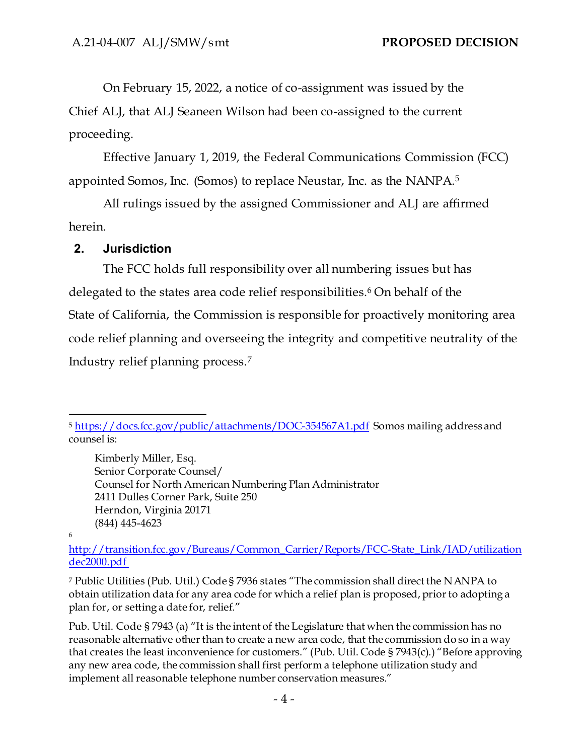On February 15, 2022, a notice of co-assignment was issued by the Chief ALJ, that ALJ Seaneen Wilson had been co-assigned to the current proceeding.

Effective January 1, 2019, the Federal Communications Commission (FCC) appointed Somos, Inc. (Somos) to replace Neustar, Inc. as the NANPA.[5]

All rulings issued by the assigned Commissioner and ALJ are affirmed herein.

## 2. Jurisdiction

The FCC holds full responsibility over all numbering issues but has delegated to the states area code relief responsibilities.[6] On behalf of the State of California, the Commission is responsible for proactively monitoring area code relief planning and overseeing the integrity and competitive neutrality of the Industry relief planning process.[7]

---

[5] https://docs.fcc.gov/public/attachments/DOC-354567A1.pdf Somos mailing address and counsel is:

> Kimberly Miller, Esq.
> Senior Corporate Counsel/
> Counsel for North American Numbering Plan Administrator
> 2411 Dulles Corner Park, Suite 250
> Herndon, Virginia 20171
> (844) 445-4623

[6] http://transition.fcc.gov/Bureaus/Common_Carrier/Reports/FCC-State_Link/IAD/utilizationdec2000.pdf

[7] Public Utilities (Pub. Util.) Code § 7936 states "The commission shall direct the NANPA to obtain utilization data for any area code for which a relief plan is proposed, prior to adopting a plan for, or setting a date for, relief."

Pub. Util. Code § 7943 (a) "It is the intent of the Legislature that when the commission has no reasonable alternative other than to create a new area code, that the commission do so in a way that creates the least inconvenience for customers." (Pub. Util. Code § 7943(c).) "Before approving any new area code, the commission shall first perform a telephone utilization study and implement all reasonable telephone number conservation measures."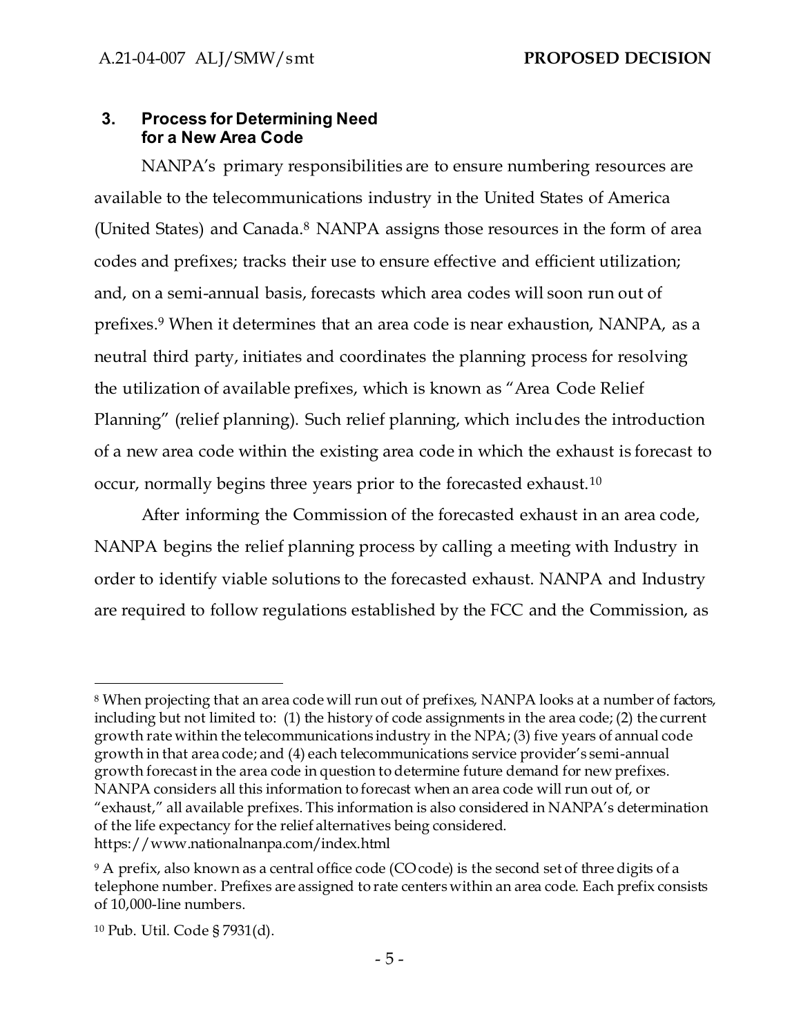## 3. Process for Determining Need for a New Area Code

NANPA's primary responsibilities are to ensure numbering resources are available to the telecommunications industry in the United States of America (United States) and Canada.[8] NANPA assigns those resources in the form of area codes and prefixes; tracks their use to ensure effective and efficient utilization; and, on a semi-annual basis, forecasts which area codes will soon run out of prefixes.[9] When it determines that an area code is near exhaustion, NANPA, as a neutral third party, initiates and coordinates the planning process for resolving the utilization of available prefixes, which is known as "Area Code Relief Planning" (relief planning). Such relief planning, which includes the introduction of a new area code within the existing area code in which the exhaust is forecast to occur, normally begins three years prior to the forecasted exhaust.[10]

After informing the Commission of the forecasted exhaust in an area code, NANPA begins the relief planning process by calling a meeting with Industry in order to identify viable solutions to the forecasted exhaust. NANPA and Industry are required to follow regulations established by the FCC and the Commission, as

---

[8] When projecting that an area code will run out of prefixes, NANPA looks at a number of factors, including but not limited to: (1) the history of code assignments in the area code; (2) the current growth rate within the telecommunications industry in the NPA; (3) five years of annual code growth in that area code; and (4) each telecommunications service provider's semi-annual growth forecast in the area code in question to determine future demand for new prefixes. NANPA considers all this information to forecast when an area code will run out of, or "exhaust," all available prefixes. This information is also considered in NANPA's determination of the life expectancy for the relief alternatives being considered. https://www.nationalnanpa.com/index.html

[9] A prefix, also known as a central office code (CO code) is the second set of three digits of a telephone number. Prefixes are assigned to rate centers within an area code. Each prefix consists of 10,000-line numbers.

[10] Pub. Util. Code § 7931(d).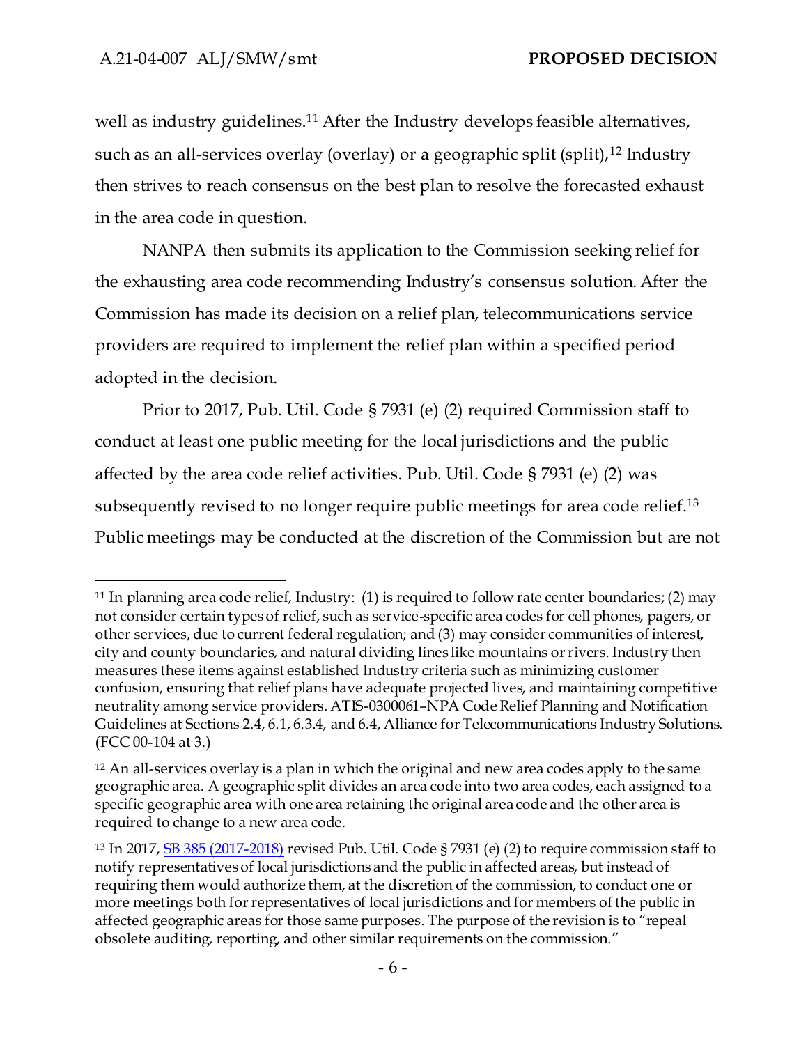well as industry guidelines.[11] After the Industry develops feasible alternatives, such as an all-services overlay (overlay) or a geographic split (split),[12] Industry then strives to reach consensus on the best plan to resolve the forecasted exhaust in the area code in question.

NANPA then submits its application to the Commission seeking relief for the exhausting area code recommending Industry's consensus solution. After the Commission has made its decision on a relief plan, telecommunications service providers are required to implement the relief plan within a specified period adopted in the decision.

Prior to 2017, Pub. Util. Code § 7931 (e) (2) required Commission staff to conduct at least one public meeting for the local jurisdictions and the public affected by the area code relief activities. Pub. Util. Code § 7931 (e) (2) was subsequently revised to no longer require public meetings for area code relief.[13] Public meetings may be conducted at the discretion of the Commission but are not

---

[11] In planning area code relief, Industry: (1) is required to follow rate center boundaries; (2) may not consider certain types of relief, such as service-specific area codes for cell phones, pagers, or other services, due to current federal regulation; and (3) may consider communities of interest, city and county boundaries, and natural dividing lines like mountains or rivers. Industry then measures these items against established Industry criteria such as minimizing customer confusion, ensuring that relief plans have adequate projected lives, and maintaining competitive neutrality among service providers. ATIS-0300061–NPA Code Relief Planning and Notification Guidelines at Sections 2.4, 6.1, 6.3.4, and 6.4, Alliance for Telecommunications Industry Solutions. (FCC 00-104 at 3.)

[12] An all-services overlay is a plan in which the original and new area codes apply to the same geographic area. A geographic split divides an area code into two area codes, each assigned to a specific geographic area with one area retaining the original area code and the other area is required to change to a new area code.

[13] In 2017, SB 385 (2017-2018) revised Pub. Util. Code § 7931 (e) (2) to require commission staff to notify representatives of local jurisdictions and the public in affected areas, but instead of requiring them would authorize them, at the discretion of the commission, to conduct one or more meetings both for representatives of local jurisdictions and for members of the public in affected geographic areas for those same purposes. The purpose of the revision is to "repeal obsolete auditing, reporting, and other similar requirements on the commission."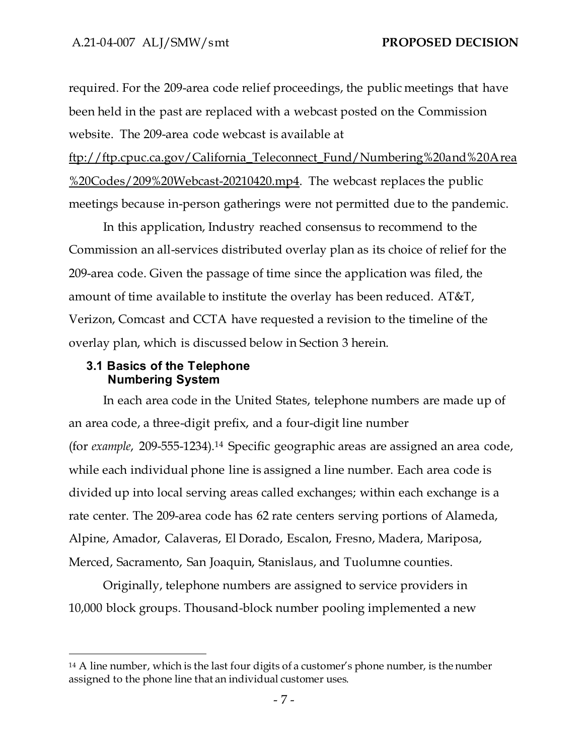required. For the 209-area code relief proceedings, the public meetings that have been held in the past are replaced with a webcast posted on the Commission website. The 209-area code webcast is available at ftp://ftp.cpuc.ca.gov/California_Teleconnect_Fund/Numbering%20and%20Area%20Codes/209%20Webcast-20210420.mp4. The webcast replaces the public meetings because in-person gatherings were not permitted due to the pandemic.

In this application, Industry reached consensus to recommend to the Commission an all-services distributed overlay plan as its choice of relief for the 209-area code. Given the passage of time since the application was filed, the amount of time available to institute the overlay has been reduced. AT&T, Verizon, Comcast and CCTA have requested a revision to the timeline of the overlay plan, which is discussed below in Section 3 herein.

### 3.1 Basics of the Telephone Numbering System

In each area code in the United States, telephone numbers are made up of an area code, a three-digit prefix, and a four-digit line number (for *example*, 209-555-1234).[14] Specific geographic areas are assigned an area code, while each individual phone line is assigned a line number. Each area code is divided up into local serving areas called exchanges; within each exchange is a rate center. The 209-area code has 62 rate centers serving portions of Alameda, Alpine, Amador, Calaveras, El Dorado, Escalon, Fresno, Madera, Mariposa, Merced, Sacramento, San Joaquin, Stanislaus, and Tuolumne counties.

Originally, telephone numbers are assigned to service providers in 10,000 block groups. Thousand-block number pooling implemented a new

---

[14] A line number, which is the last four digits of a customer's phone number, is the number assigned to the phone line that an individual customer uses.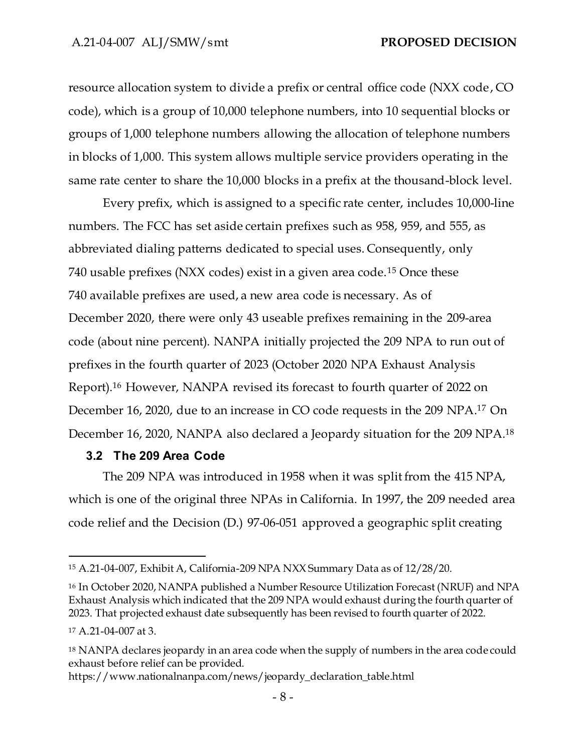resource allocation system to divide a prefix or central office code (NXX code, CO code), which is a group of 10,000 telephone numbers, into 10 sequential blocks or groups of 1,000 telephone numbers allowing the allocation of telephone numbers in blocks of 1,000. This system allows multiple service providers operating in the same rate center to share the 10,000 blocks in a prefix at the thousand-block level.

Every prefix, which is assigned to a specific rate center, includes 10,000-line numbers. The FCC has set aside certain prefixes such as 958, 959, and 555, as abbreviated dialing patterns dedicated to special uses. Consequently, only 740 usable prefixes (NXX codes) exist in a given area code.[15] Once these 740 available prefixes are used, a new area code is necessary. As of December 2020, there were only 43 useable prefixes remaining in the 209-area code (about nine percent). NANPA initially projected the 209 NPA to run out of prefixes in the fourth quarter of 2023 (October 2020 NPA Exhaust Analysis Report).[16] However, NANPA revised its forecast to fourth quarter of 2022 on December 16, 2020, due to an increase in CO code requests in the 209 NPA.[17] On December 16, 2020, NANPA also declared a Jeopardy situation for the 209 NPA.[18]

### 3.2 The 209 Area Code

The 209 NPA was introduced in 1958 when it was split from the 415 NPA, which is one of the original three NPAs in California. In 1997, the 209 needed area code relief and the Decision (D.) 97-06-051 approved a geographic split creating

---

[15] A.21-04-007, Exhibit A, California-209 NPA NXX Summary Data as of 12/28/20.

[16] In October 2020, NANPA published a Number Resource Utilization Forecast (NRUF) and NPA Exhaust Analysis which indicated that the 209 NPA would exhaust during the fourth quarter of 2023. That projected exhaust date subsequently has been revised to fourth quarter of 2022.

[17] A.21-04-007 at 3.

[18] NANPA declares jeopardy in an area code when the supply of numbers in the area code could exhaust before relief can be provided. https://www.nationalnanpa.com/news/jeopardy_declaration_table.html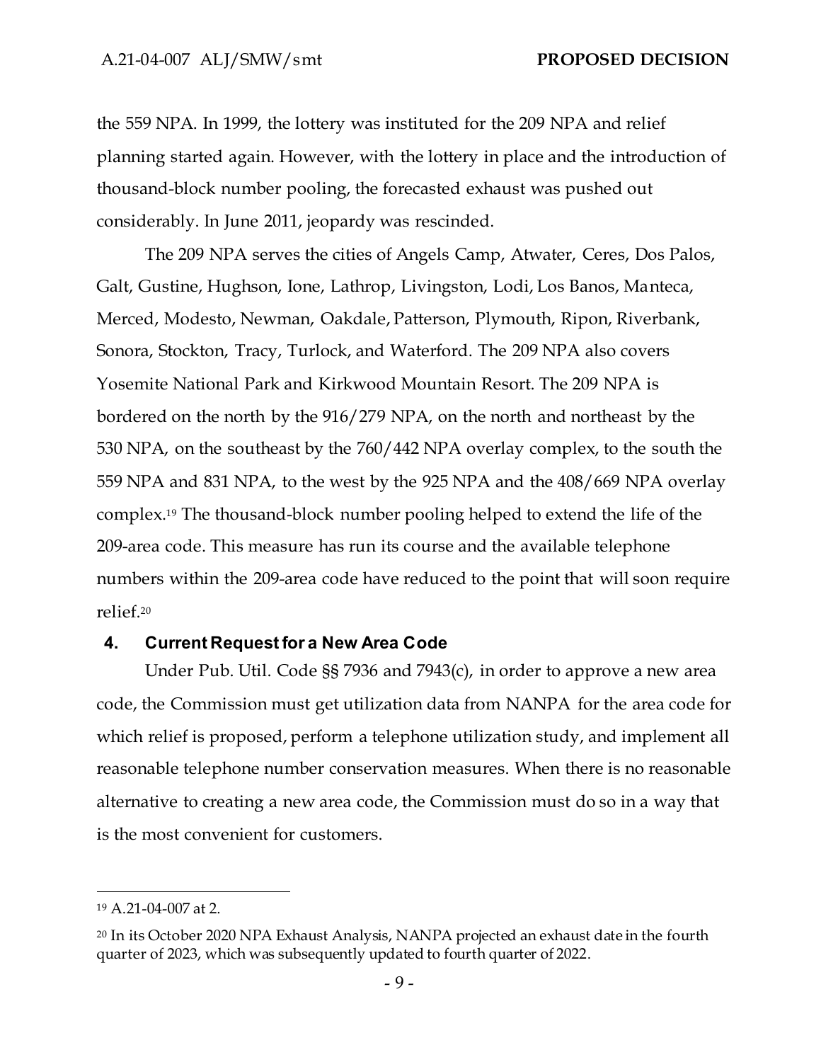the 559 NPA. In 1999, the lottery was instituted for the 209 NPA and relief planning started again. However, with the lottery in place and the introduction of thousand-block number pooling, the forecasted exhaust was pushed out considerably. In June 2011, jeopardy was rescinded.

The 209 NPA serves the cities of Angels Camp, Atwater, Ceres, Dos Palos, Galt, Gustine, Hughson, Ione, Lathrop, Livingston, Lodi, Los Banos, Manteca, Merced, Modesto, Newman, Oakdale, Patterson, Plymouth, Ripon, Riverbank, Sonora, Stockton, Tracy, Turlock, and Waterford. The 209 NPA also covers Yosemite National Park and Kirkwood Mountain Resort. The 209 NPA is bordered on the north by the 916/279 NPA, on the north and northeast by the 530 NPA, on the southeast by the 760/442 NPA overlay complex, to the south the 559 NPA and 831 NPA, to the west by the 925 NPA and the 408/669 NPA overlay complex.[19] The thousand-block number pooling helped to extend the life of the 209-area code. This measure has run its course and the available telephone numbers within the 209-area code have reduced to the point that will soon require relief.[20]

### 4. Current Request for a New Area Code

Under Pub. Util. Code §§ 7936 and 7943(c), in order to approve a new area code, the Commission must get utilization data from NANPA for the area code for which relief is proposed, perform a telephone utilization study, and implement all reasonable telephone number conservation measures. When there is no reasonable alternative to creating a new area code, the Commission must do so in a way that is the most convenient for customers.

---

[19] A.21-04-007 at 2.

[20] In its October 2020 NPA Exhaust Analysis, NANPA projected an exhaust date in the fourth quarter of 2023, which was subsequently updated to fourth quarter of 2022.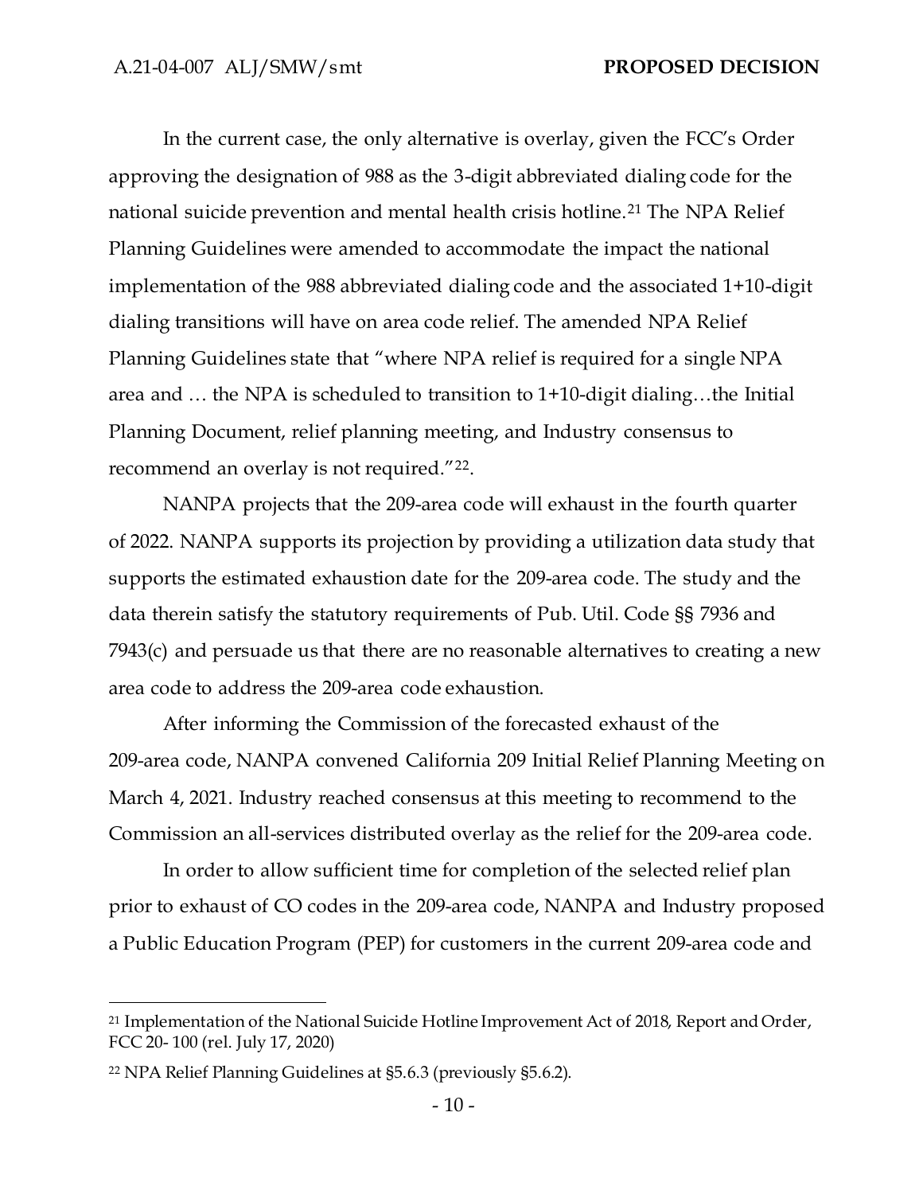In the current case, the only alternative is overlay, given the FCC's Order approving the designation of 988 as the 3-digit abbreviated dialing code for the national suicide prevention and mental health crisis hotline.[21] The NPA Relief Planning Guidelines were amended to accommodate the impact the national implementation of the 988 abbreviated dialing code and the associated 1+10-digit dialing transitions will have on area code relief. The amended NPA Relief Planning Guidelines state that "where NPA relief is required for a single NPA area and … the NPA is scheduled to transition to 1+10-digit dialing…the Initial Planning Document, relief planning meeting, and Industry consensus to recommend an overlay is not required."[22].

NANPA projects that the 209-area code will exhaust in the fourth quarter of 2022. NANPA supports its projection by providing a utilization data study that supports the estimated exhaustion date for the 209-area code. The study and the data therein satisfy the statutory requirements of Pub. Util. Code §§ 7936 and 7943(c) and persuade us that there are no reasonable alternatives to creating a new area code to address the 209-area code exhaustion.

After informing the Commission of the forecasted exhaust of the 209-area code, NANPA convened California 209 Initial Relief Planning Meeting on March 4, 2021. Industry reached consensus at this meeting to recommend to the Commission an all-services distributed overlay as the relief for the 209-area code.

In order to allow sufficient time for completion of the selected relief plan prior to exhaust of CO codes in the 209-area code, NANPA and Industry proposed a Public Education Program (PEP) for customers in the current 209-area code and

---

[21] Implementation of the National Suicide Hotline Improvement Act of 2018, Report and Order, FCC 20- 100 (rel. July 17, 2020)

[22] NPA Relief Planning Guidelines at §5.6.3 (previously §5.6.2).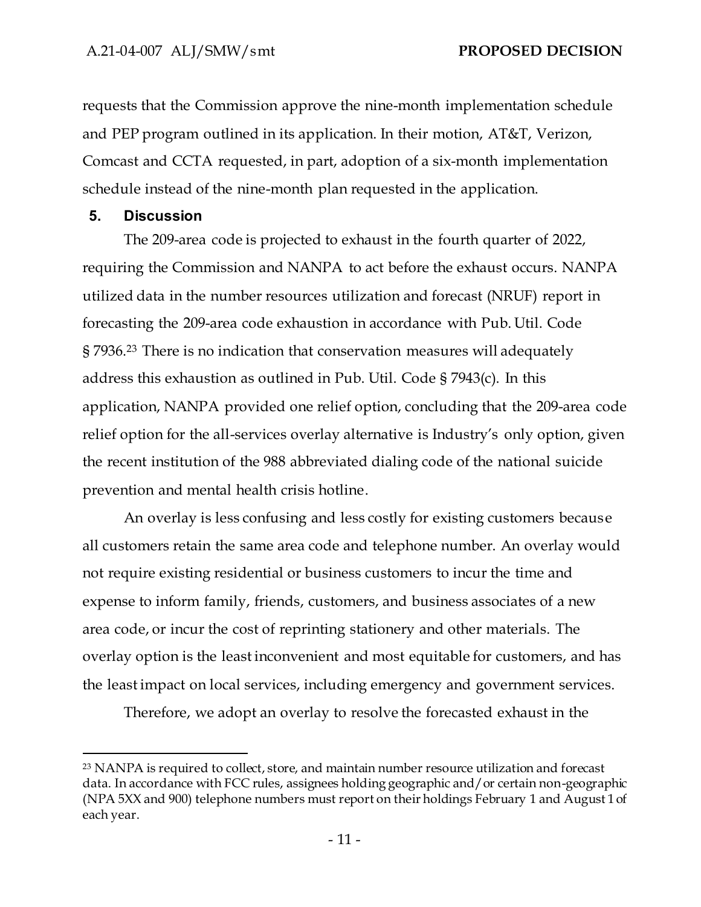requests that the Commission approve the nine-month implementation schedule and PEP program outlined in its application. In their motion, AT&T, Verizon, Comcast and CCTA requested, in part, adoption of a six-month implementation schedule instead of the nine-month plan requested in the application.

## 5. Discussion

The 209-area code is projected to exhaust in the fourth quarter of 2022, requiring the Commission and NANPA to act before the exhaust occurs. NANPA utilized data in the number resources utilization and forecast (NRUF) report in forecasting the 209-area code exhaustion in accordance with Pub. Util. Code § 7936.[23] There is no indication that conservation measures will adequately address this exhaustion as outlined in Pub. Util. Code § 7943(c). In this application, NANPA provided one relief option, concluding that the 209-area code relief option for the all-services overlay alternative is Industry's only option, given the recent institution of the 988 abbreviated dialing code of the national suicide prevention and mental health crisis hotline.

An overlay is less confusing and less costly for existing customers because all customers retain the same area code and telephone number. An overlay would not require existing residential or business customers to incur the time and expense to inform family, friends, customers, and business associates of a new area code, or incur the cost of reprinting stationery and other materials. The overlay option is the least inconvenient and most equitable for customers, and has the least impact on local services, including emergency and government services.

Therefore, we adopt an overlay to resolve the forecasted exhaust in the

---

[23] NANPA is required to collect, store, and maintain number resource utilization and forecast data. In accordance with FCC rules, assignees holding geographic and/or certain non-geographic (NPA 5XX and 900) telephone numbers must report on their holdings February 1 and August 1 of each year.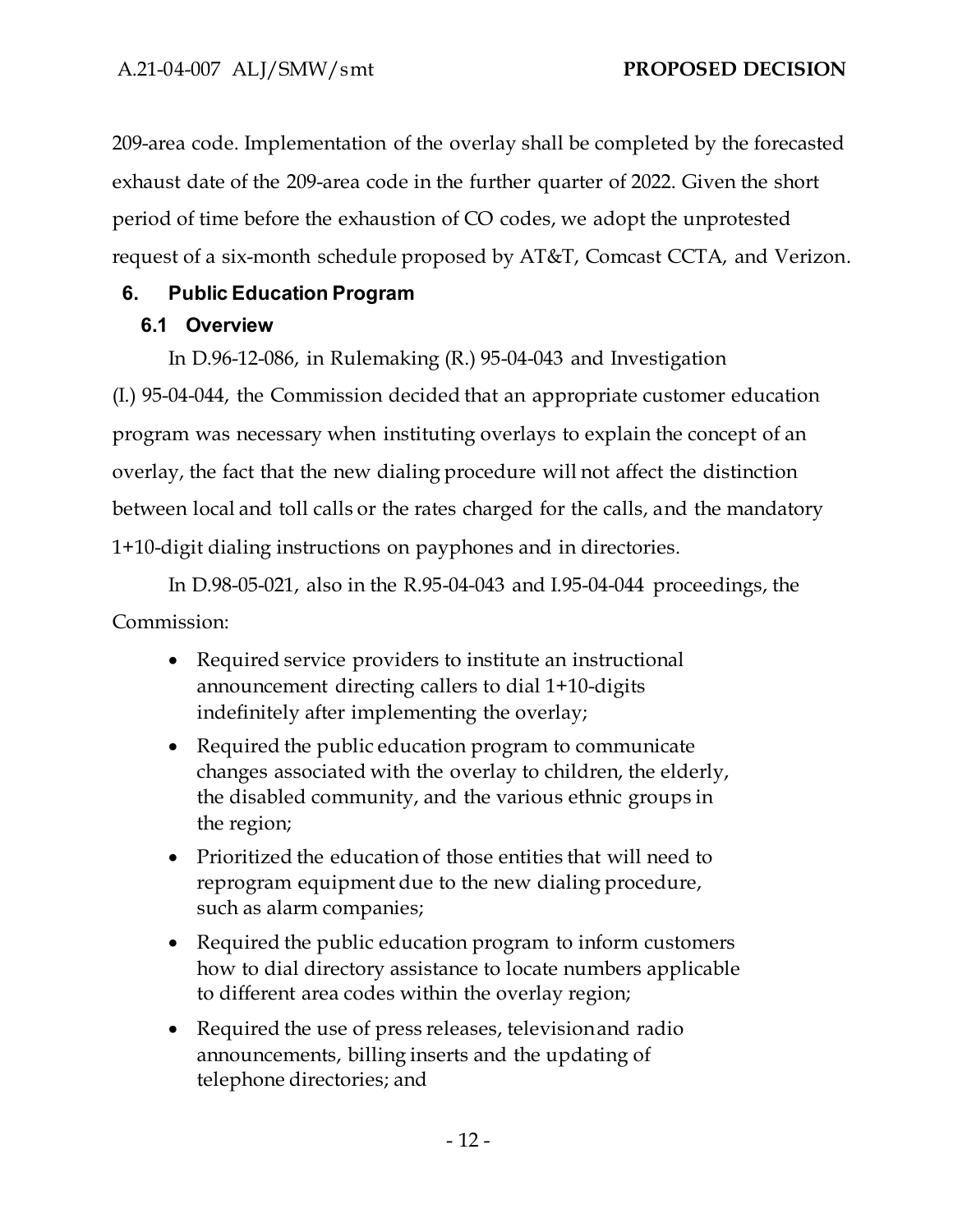209-area code. Implementation of the overlay shall be completed by the forecasted exhaust date of the 209-area code in the further quarter of 2022. Given the short period of time before the exhaustion of CO codes, we adopt the unprotested request of a six-month schedule proposed by AT&T, Comcast CCTA, and Verizon.

## 6. Public Education Program

### 6.1 Overview

In D.96-12-086, in Rulemaking (R.) 95-04-043 and Investigation (I.) 95-04-044, the Commission decided that an appropriate customer education program was necessary when instituting overlays to explain the concept of an overlay, the fact that the new dialing procedure will not affect the distinction between local and toll calls or the rates charged for the calls, and the mandatory 1+10-digit dialing instructions on payphones and in directories.

In D.98-05-021, also in the R.95-04-043 and I.95-04-044 proceedings, the Commission:

- Required service providers to institute an instructional announcement directing callers to dial 1+10-digits indefinitely after implementing the overlay;
- Required the public education program to communicate changes associated with the overlay to children, the elderly, the disabled community, and the various ethnic groups in the region;
- Prioritized the education of those entities that will need to reprogram equipment due to the new dialing procedure, such as alarm companies;
- Required the public education program to inform customers how to dial directory assistance to locate numbers applicable to different area codes within the overlay region;
- Required the use of press releases, television and radio announcements, billing inserts and the updating of telephone directories; and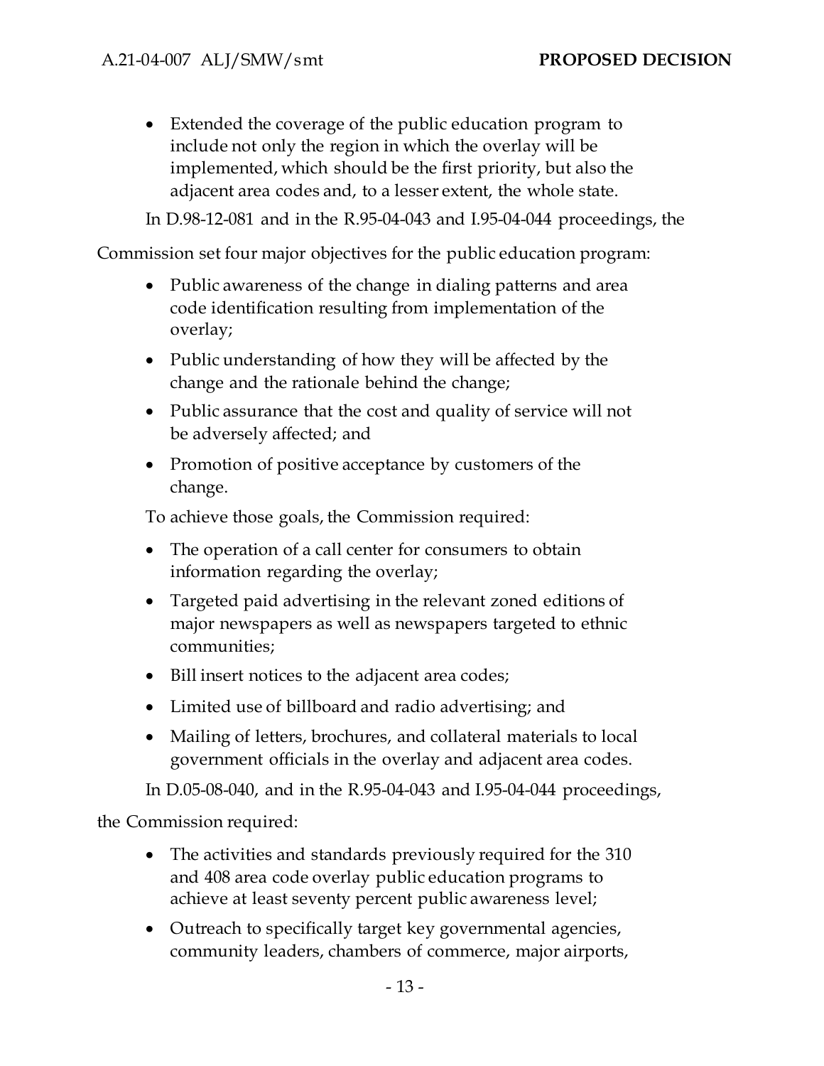- Extended the coverage of the public education program to include not only the region in which the overlay will be implemented, which should be the first priority, but also the adjacent area codes and, to a lesser extent, the whole state.

In D.98-12-081 and in the R.95-04-043 and I.95-04-044 proceedings, the Commission set four major objectives for the public education program:

- Public awareness of the change in dialing patterns and area code identification resulting from implementation of the overlay;
- Public understanding of how they will be affected by the change and the rationale behind the change;
- Public assurance that the cost and quality of service will not be adversely affected; and
- Promotion of positive acceptance by customers of the change.

To achieve those goals, the Commission required:

- The operation of a call center for consumers to obtain information regarding the overlay;
- Targeted paid advertising in the relevant zoned editions of major newspapers as well as newspapers targeted to ethnic communities;
- Bill insert notices to the adjacent area codes;
- Limited use of billboard and radio advertising; and
- Mailing of letters, brochures, and collateral materials to local government officials in the overlay and adjacent area codes.

In D.05-08-040, and in the R.95-04-043 and I.95-04-044 proceedings, the Commission required:

- The activities and standards previously required for the 310 and 408 area code overlay public education programs to achieve at least seventy percent public awareness level;
- Outreach to specifically target key governmental agencies, community leaders, chambers of commerce, major airports,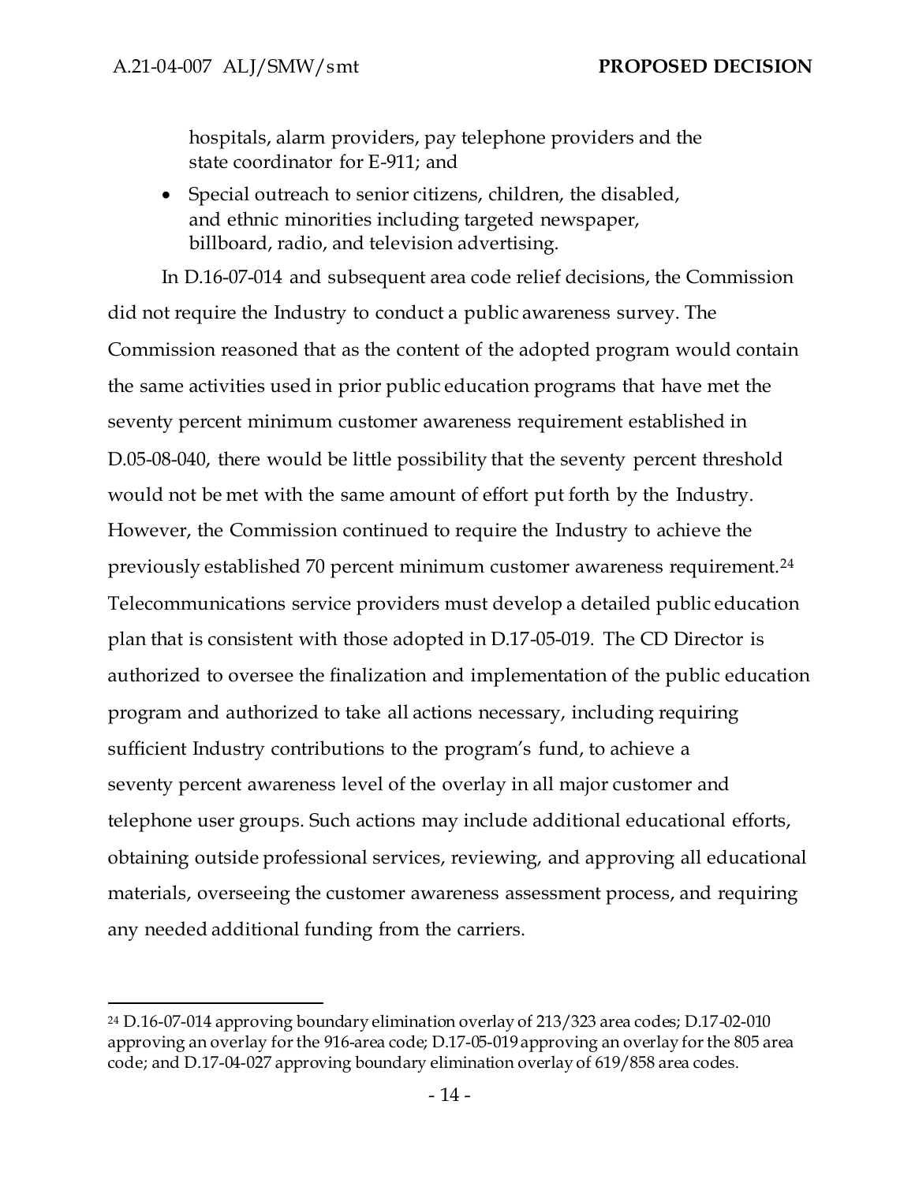hospitals, alarm providers, pay telephone providers and the state coordinator for E-911; and

- Special outreach to senior citizens, children, the disabled, and ethnic minorities including targeted newspaper, billboard, radio, and television advertising.

In D.16-07-014 and subsequent area code relief decisions, the Commission did not require the Industry to conduct a public awareness survey. The Commission reasoned that as the content of the adopted program would contain the same activities used in prior public education programs that have met the seventy percent minimum customer awareness requirement established in D.05-08-040, there would be little possibility that the seventy percent threshold would not be met with the same amount of effort put forth by the Industry. However, the Commission continued to require the Industry to achieve the previously established 70 percent minimum customer awareness requirement.[24] Telecommunications service providers must develop a detailed public education plan that is consistent with those adopted in D.17-05-019. The CD Director is authorized to oversee the finalization and implementation of the public education program and authorized to take all actions necessary, including requiring sufficient Industry contributions to the program's fund, to achieve a seventy percent awareness level of the overlay in all major customer and telephone user groups. Such actions may include additional educational efforts, obtaining outside professional services, reviewing, and approving all educational materials, overseeing the customer awareness assessment process, and requiring any needed additional funding from the carriers.

---

[24] D.16-07-014 approving boundary elimination overlay of 213/323 area codes; D.17-02-010 approving an overlay for the 916-area code; D.17-05-019 approving an overlay for the 805 area code; and D.17-04-027 approving boundary elimination overlay of 619/858 area codes.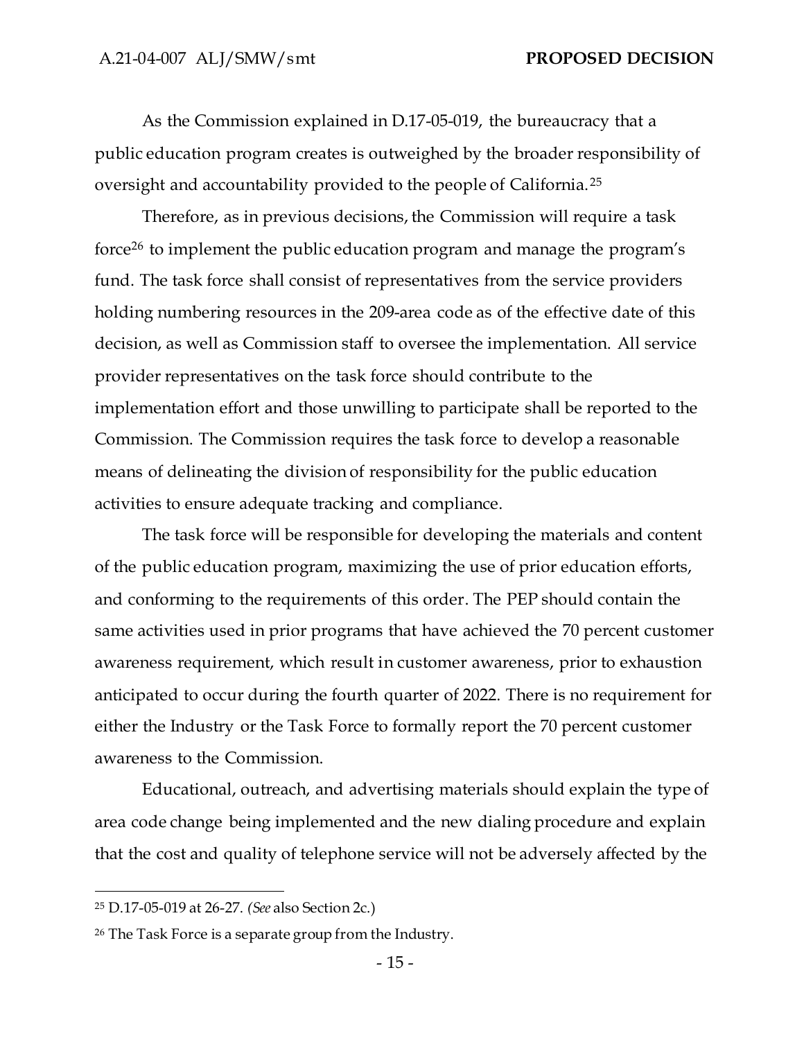As the Commission explained in D.17-05-019, the bureaucracy that a public education program creates is outweighed by the broader responsibility of oversight and accountability provided to the people of California.[25]

Therefore, as in previous decisions, the Commission will require a task force[26] to implement the public education program and manage the program's fund. The task force shall consist of representatives from the service providers holding numbering resources in the 209-area code as of the effective date of this decision, as well as Commission staff to oversee the implementation. All service provider representatives on the task force should contribute to the implementation effort and those unwilling to participate shall be reported to the Commission. The Commission requires the task force to develop a reasonable means of delineating the division of responsibility for the public education activities to ensure adequate tracking and compliance.

The task force will be responsible for developing the materials and content of the public education program, maximizing the use of prior education efforts, and conforming to the requirements of this order. The PEP should contain the same activities used in prior programs that have achieved the 70 percent customer awareness requirement, which result in customer awareness, prior to exhaustion anticipated to occur during the fourth quarter of 2022. There is no requirement for either the Industry or the Task Force to formally report the 70 percent customer awareness to the Commission.

Educational, outreach, and advertising materials should explain the type of area code change being implemented and the new dialing procedure and explain that the cost and quality of telephone service will not be adversely affected by the

---

[25] D.17-05-019 at 26-27. (*See* also Section 2c.)

[26] The Task Force is a separate group from the Industry.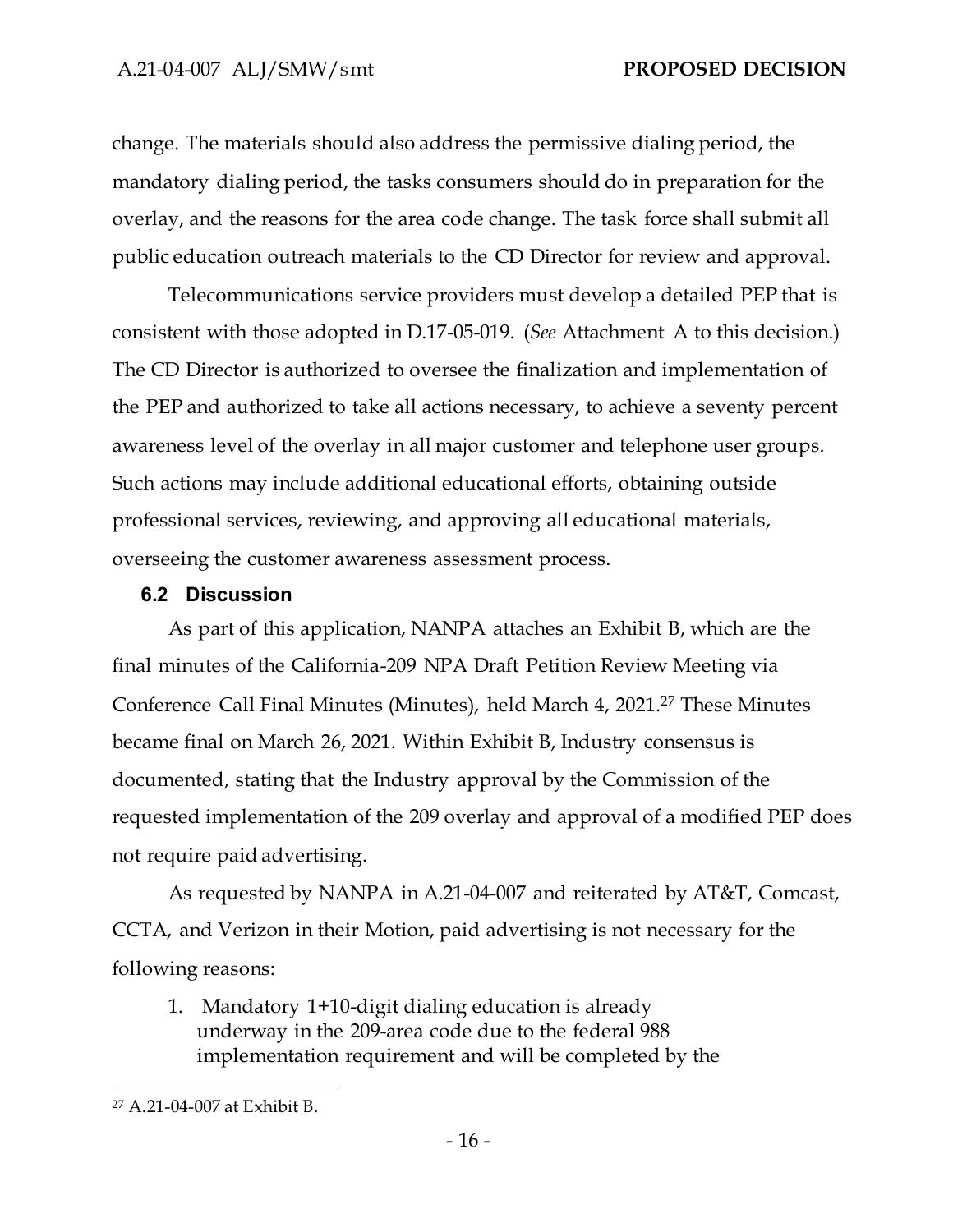change. The materials should also address the permissive dialing period, the mandatory dialing period, the tasks consumers should do in preparation for the overlay, and the reasons for the area code change. The task force shall submit all public education outreach materials to the CD Director for review and approval.

Telecommunications service providers must develop a detailed PEP that is consistent with those adopted in D.17-05-019. (*See* Attachment A to this decision.) The CD Director is authorized to oversee the finalization and implementation of the PEP and authorized to take all actions necessary, to achieve a seventy percent awareness level of the overlay in all major customer and telephone user groups. Such actions may include additional educational efforts, obtaining outside professional services, reviewing, and approving all educational materials, overseeing the customer awareness assessment process.

### 6.2 Discussion

As part of this application, NANPA attaches an Exhibit B, which are the final minutes of the California-209 NPA Draft Petition Review Meeting via Conference Call Final Minutes (Minutes), held March 4, 2021.[27] These Minutes became final on March 26, 2021. Within Exhibit B, Industry consensus is documented, stating that the Industry approval by the Commission of the requested implementation of the 209 overlay and approval of a modified PEP does not require paid advertising.

As requested by NANPA in A.21-04-007 and reiterated by AT&T, Comcast, CCTA, and Verizon in their Motion, paid advertising is not necessary for the following reasons:

1. Mandatory 1+10-digit dialing education is already underway in the 209-area code due to the federal 988 implementation requirement and will be completed by the

---

[27] A.21-04-007 at Exhibit B.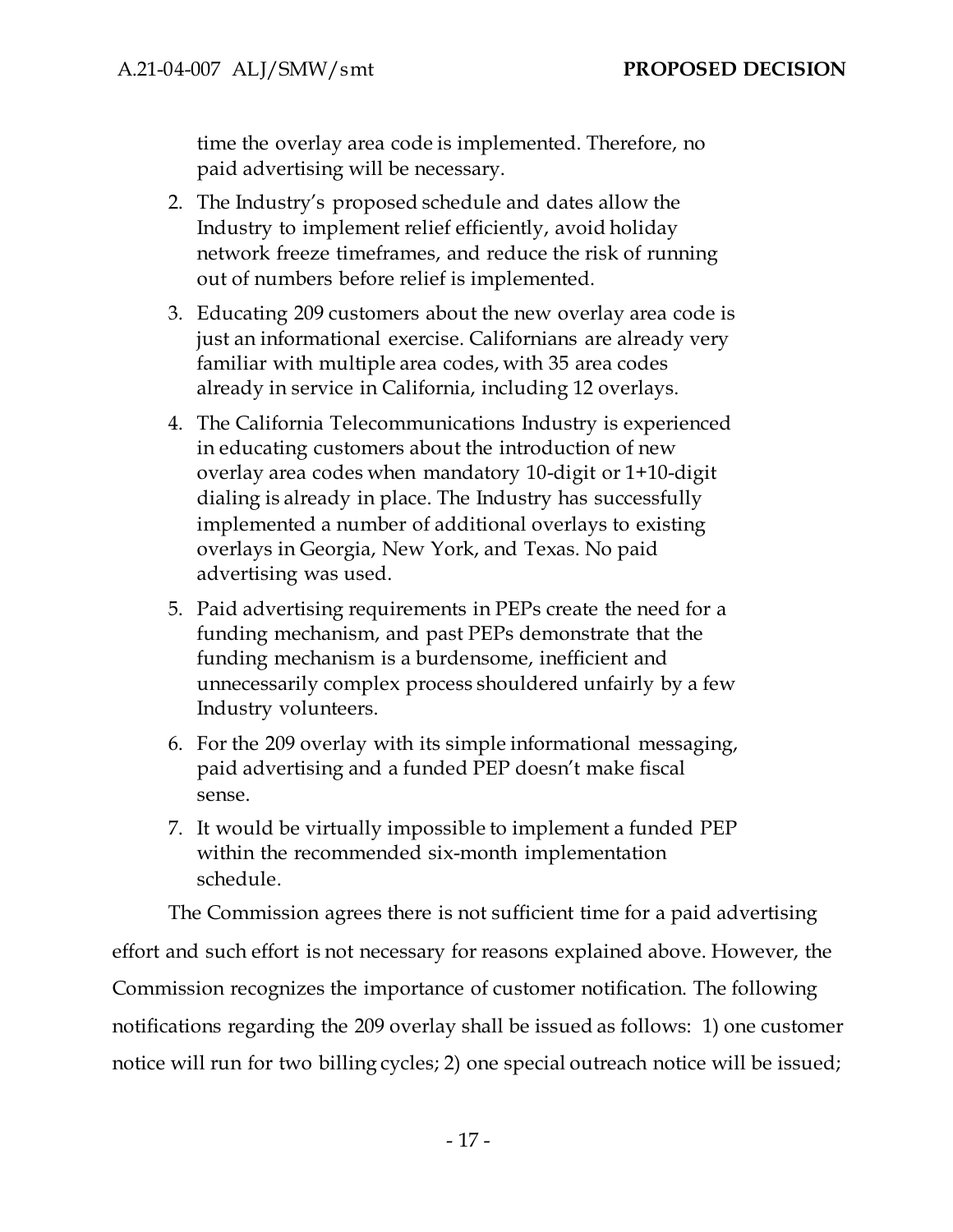time the overlay area code is implemented. Therefore, no paid advertising will be necessary.

2. The Industry's proposed schedule and dates allow the Industry to implement relief efficiently, avoid holiday network freeze timeframes, and reduce the risk of running out of numbers before relief is implemented.
3. Educating 209 customers about the new overlay area code is just an informational exercise. Californians are already very familiar with multiple area codes, with 35 area codes already in service in California, including 12 overlays.
4. The California Telecommunications Industry is experienced in educating customers about the introduction of new overlay area codes when mandatory 10-digit or 1+10-digit dialing is already in place. The Industry has successfully implemented a number of additional overlays to existing overlays in Georgia, New York, and Texas. No paid advertising was used.
5. Paid advertising requirements in PEPs create the need for a funding mechanism, and past PEPs demonstrate that the funding mechanism is a burdensome, inefficient and unnecessarily complex process shouldered unfairly by a few Industry volunteers.
6. For the 209 overlay with its simple informational messaging, paid advertising and a funded PEP doesn't make fiscal sense.
7. It would be virtually impossible to implement a funded PEP within the recommended six-month implementation schedule.

The Commission agrees there is not sufficient time for a paid advertising effort and such effort is not necessary for reasons explained above. However, the Commission recognizes the importance of customer notification. The following notifications regarding the 209 overlay shall be issued as follows: 1) one customer notice will run for two billing cycles; 2) one special outreach notice will be issued;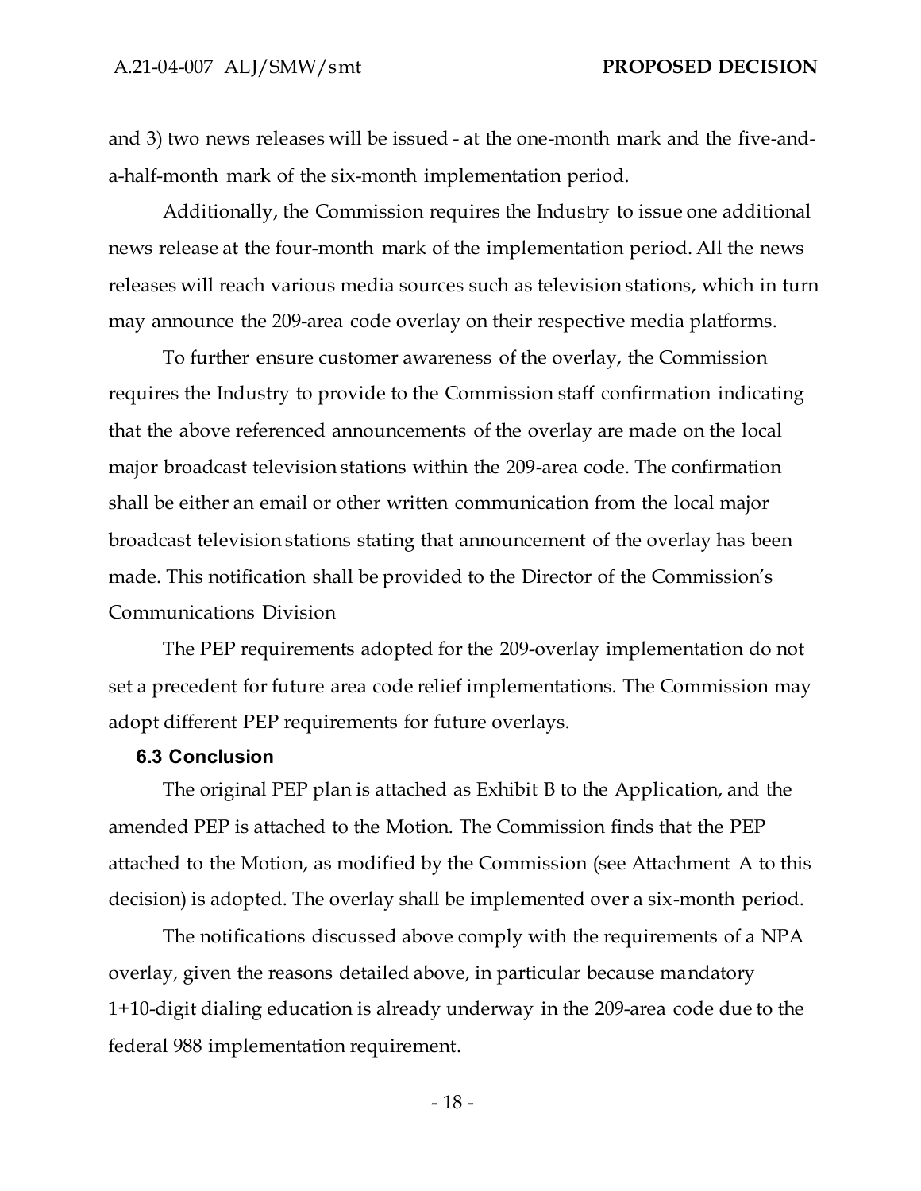and 3) two news releases will be issued - at the one-month mark and the five-and-a-half-month mark of the six-month implementation period.

Additionally, the Commission requires the Industry to issue one additional news release at the four-month mark of the implementation period. All the news releases will reach various media sources such as television stations, which in turn may announce the 209-area code overlay on their respective media platforms.

To further ensure customer awareness of the overlay, the Commission requires the Industry to provide to the Commission staff confirmation indicating that the above referenced announcements of the overlay are made on the local major broadcast television stations within the 209-area code. The confirmation shall be either an email or other written communication from the local major broadcast television stations stating that announcement of the overlay has been made. This notification shall be provided to the Director of the Commission's Communications Division

The PEP requirements adopted for the 209-overlay implementation do not set a precedent for future area code relief implementations. The Commission may adopt different PEP requirements for future overlays.

### 6.3 Conclusion

The original PEP plan is attached as Exhibit B to the Application, and the amended PEP is attached to the Motion. The Commission finds that the PEP attached to the Motion, as modified by the Commission (see Attachment A to this decision) is adopted. The overlay shall be implemented over a six-month period.

The notifications discussed above comply with the requirements of a NPA overlay, given the reasons detailed above, in particular because mandatory 1+10-digit dialing education is already underway in the 209-area code due to the federal 988 implementation requirement.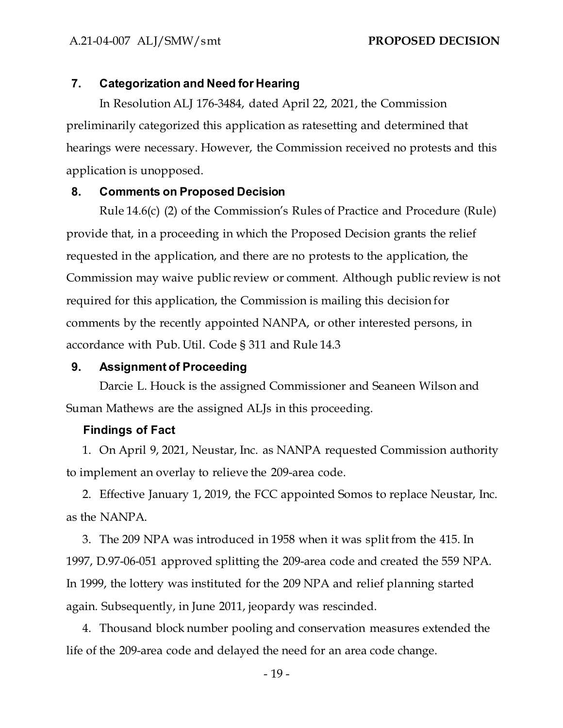## 7. Categorization and Need for Hearing

In Resolution ALJ 176-3484, dated April 22, 2021, the Commission preliminarily categorized this application as ratesetting and determined that hearings were necessary. However, the Commission received no protests and this application is unopposed.

## 8. Comments on Proposed Decision

Rule 14.6(c) (2) of the Commission's Rules of Practice and Procedure (Rule) provide that, in a proceeding in which the Proposed Decision grants the relief requested in the application, and there are no protests to the application, the Commission may waive public review or comment. Although public review is not required for this application, the Commission is mailing this decision for comments by the recently appointed NANPA, or other interested persons, in accordance with Pub. Util. Code § 311 and Rule 14.3

## 9. Assignment of Proceeding

Darcie L. Houck is the assigned Commissioner and Seaneen Wilson and Suman Mathews are the assigned ALJs in this proceeding.

### Findings of Fact

1. On April 9, 2021, Neustar, Inc. as NANPA requested Commission authority to implement an overlay to relieve the 209-area code.

2. Effective January 1, 2019, the FCC appointed Somos to replace Neustar, Inc. as the NANPA.

3. The 209 NPA was introduced in 1958 when it was split from the 415. In 1997, D.97-06-051 approved splitting the 209-area code and created the 559 NPA. In 1999, the lottery was instituted for the 209 NPA and relief planning started again. Subsequently, in June 2011, jeopardy was rescinded.

4. Thousand block number pooling and conservation measures extended the life of the 209-area code and delayed the need for an area code change.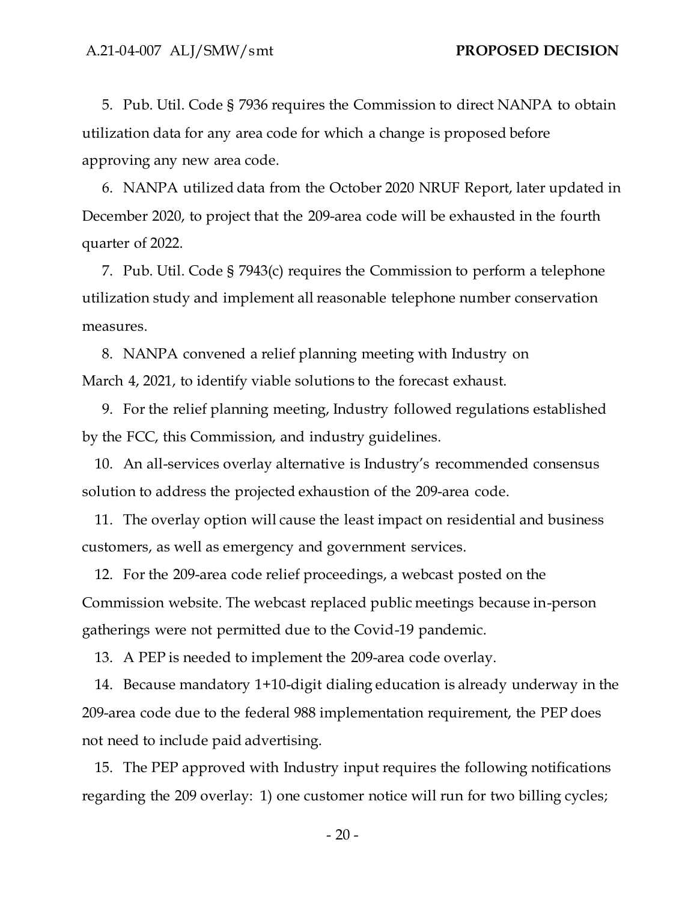5. Pub. Util. Code § 7936 requires the Commission to direct NANPA to obtain utilization data for any area code for which a change is proposed before approving any new area code.

6. NANPA utilized data from the October 2020 NRUF Report, later updated in December 2020, to project that the 209-area code will be exhausted in the fourth quarter of 2022.

7. Pub. Util. Code § 7943(c) requires the Commission to perform a telephone utilization study and implement all reasonable telephone number conservation measures.

8. NANPA convened a relief planning meeting with Industry on March 4, 2021, to identify viable solutions to the forecast exhaust.

9. For the relief planning meeting, Industry followed regulations established by the FCC, this Commission, and industry guidelines.

10. An all-services overlay alternative is Industry's recommended consensus solution to address the projected exhaustion of the 209-area code.

11. The overlay option will cause the least impact on residential and business customers, as well as emergency and government services.

12. For the 209-area code relief proceedings, a webcast posted on the Commission website. The webcast replaced public meetings because in-person gatherings were not permitted due to the Covid-19 pandemic.

13. A PEP is needed to implement the 209-area code overlay.

14. Because mandatory 1+10-digit dialing education is already underway in the 209-area code due to the federal 988 implementation requirement, the PEP does not need to include paid advertising.

15. The PEP approved with Industry input requires the following notifications regarding the 209 overlay: 1) one customer notice will run for two billing cycles;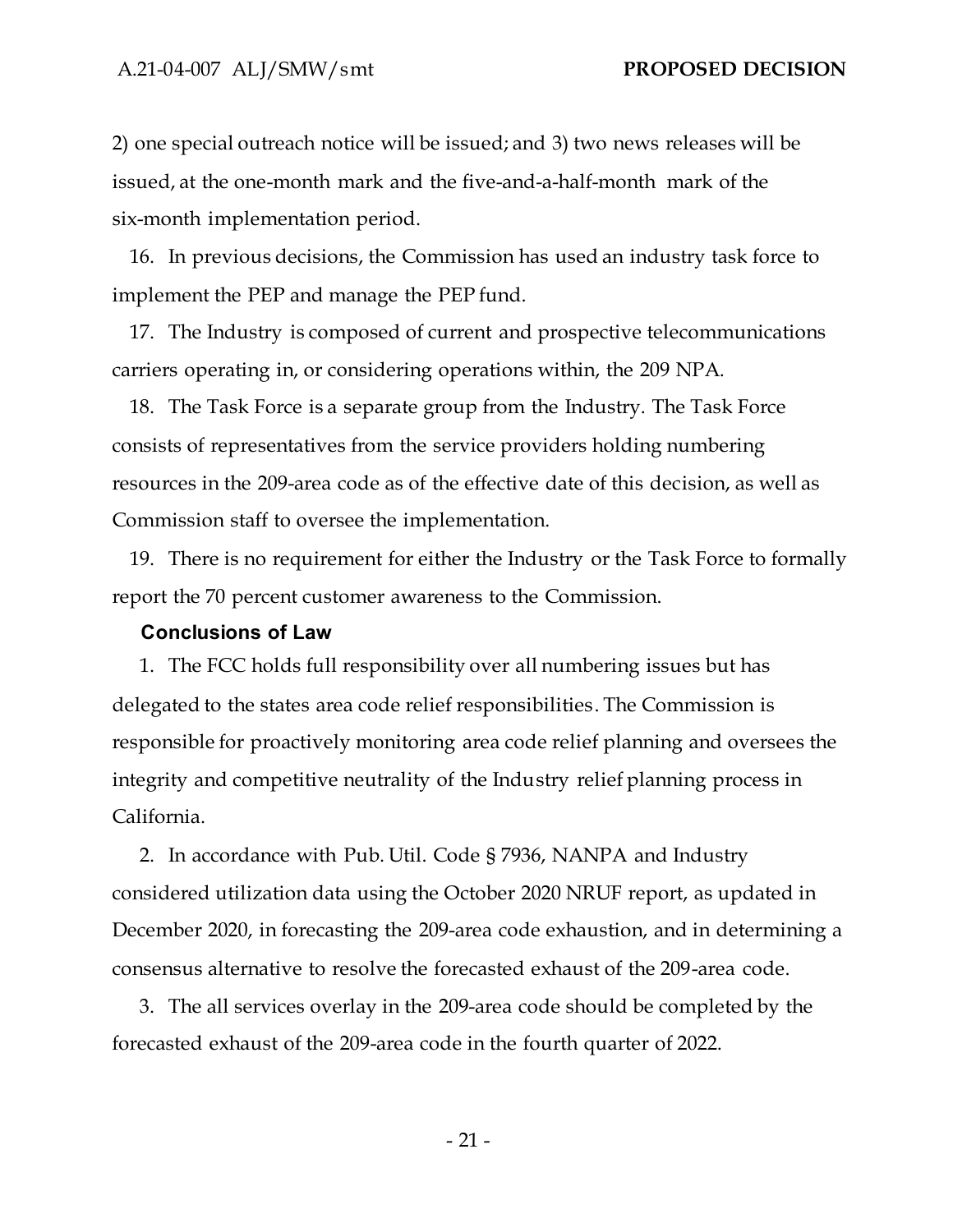2) one special outreach notice will be issued; and 3) two news releases will be issued, at the one-month mark and the five-and-a-half-month mark of the six-month implementation period.

16. In previous decisions, the Commission has used an industry task force to implement the PEP and manage the PEP fund.

17. The Industry is composed of current and prospective telecommunications carriers operating in, or considering operations within, the 209 NPA.

18. The Task Force is a separate group from the Industry. The Task Force consists of representatives from the service providers holding numbering resources in the 209-area code as of the effective date of this decision, as well as Commission staff to oversee the implementation.

19. There is no requirement for either the Industry or the Task Force to formally report the 70 percent customer awareness to the Commission.

### Conclusions of Law

1. The FCC holds full responsibility over all numbering issues but has delegated to the states area code relief responsibilities. The Commission is responsible for proactively monitoring area code relief planning and oversees the integrity and competitive neutrality of the Industry relief planning process in California.

2. In accordance with Pub. Util. Code § 7936, NANPA and Industry considered utilization data using the October 2020 NRUF report, as updated in December 2020, in forecasting the 209-area code exhaustion, and in determining a consensus alternative to resolve the forecasted exhaust of the 209-area code.

3. The all services overlay in the 209-area code should be completed by the forecasted exhaust of the 209-area code in the fourth quarter of 2022.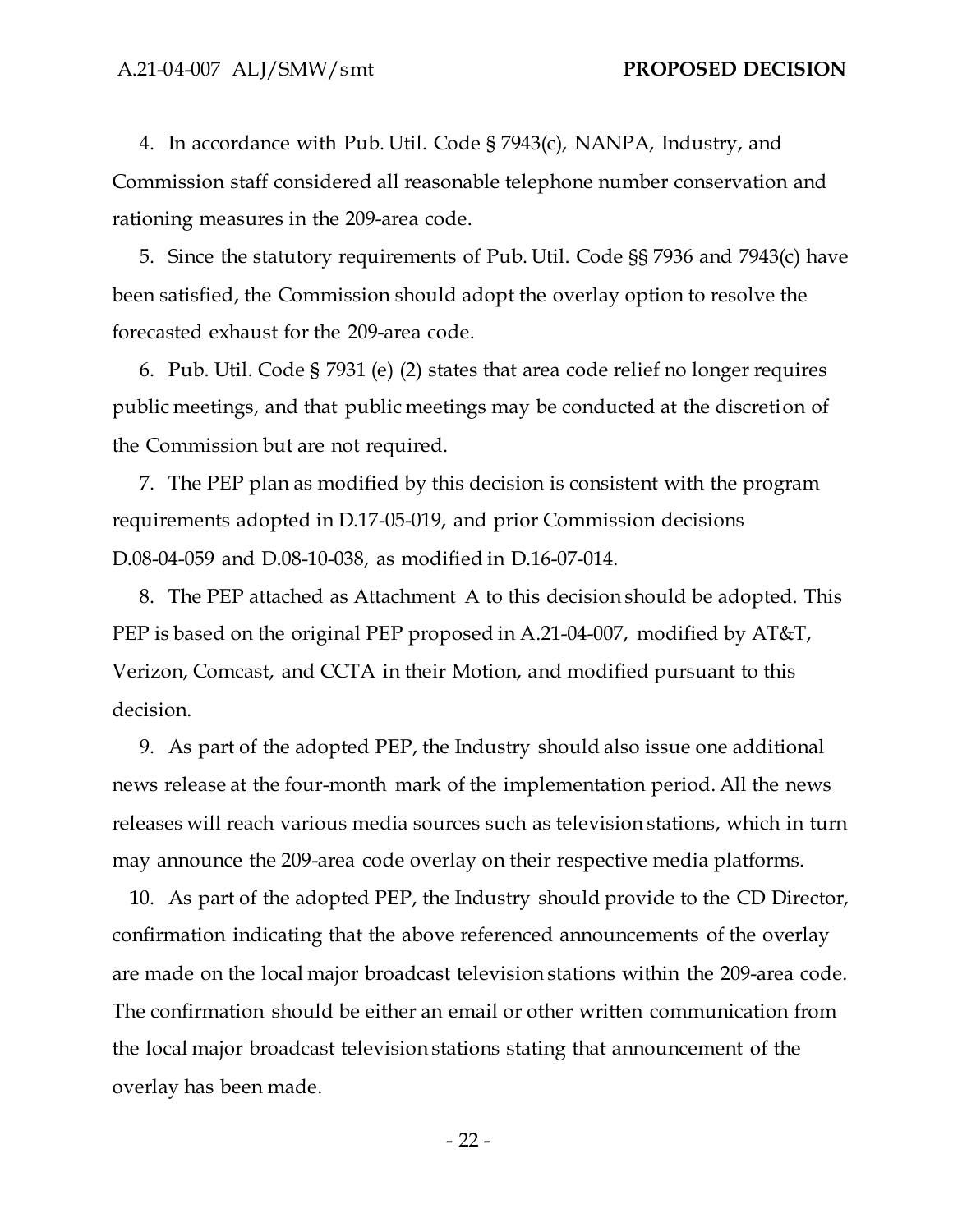4. In accordance with Pub. Util. Code § 7943(c), NANPA, Industry, and Commission staff considered all reasonable telephone number conservation and rationing measures in the 209-area code.

5. Since the statutory requirements of Pub. Util. Code §§ 7936 and 7943(c) have been satisfied, the Commission should adopt the overlay option to resolve the forecasted exhaust for the 209-area code.

6. Pub. Util. Code § 7931 (e) (2) states that area code relief no longer requires public meetings, and that public meetings may be conducted at the discretion of the Commission but are not required.

7. The PEP plan as modified by this decision is consistent with the program requirements adopted in D.17-05-019, and prior Commission decisions D.08-04-059 and D.08-10-038, as modified in D.16-07-014.

8. The PEP attached as Attachment A to this decision should be adopted. This PEP is based on the original PEP proposed in A.21-04-007, modified by AT&T, Verizon, Comcast, and CCTA in their Motion, and modified pursuant to this decision.

9. As part of the adopted PEP, the Industry should also issue one additional news release at the four-month mark of the implementation period. All the news releases will reach various media sources such as television stations, which in turn may announce the 209-area code overlay on their respective media platforms.

10. As part of the adopted PEP, the Industry should provide to the CD Director, confirmation indicating that the above referenced announcements of the overlay are made on the local major broadcast television stations within the 209-area code. The confirmation should be either an email or other written communication from the local major broadcast television stations stating that announcement of the overlay has been made.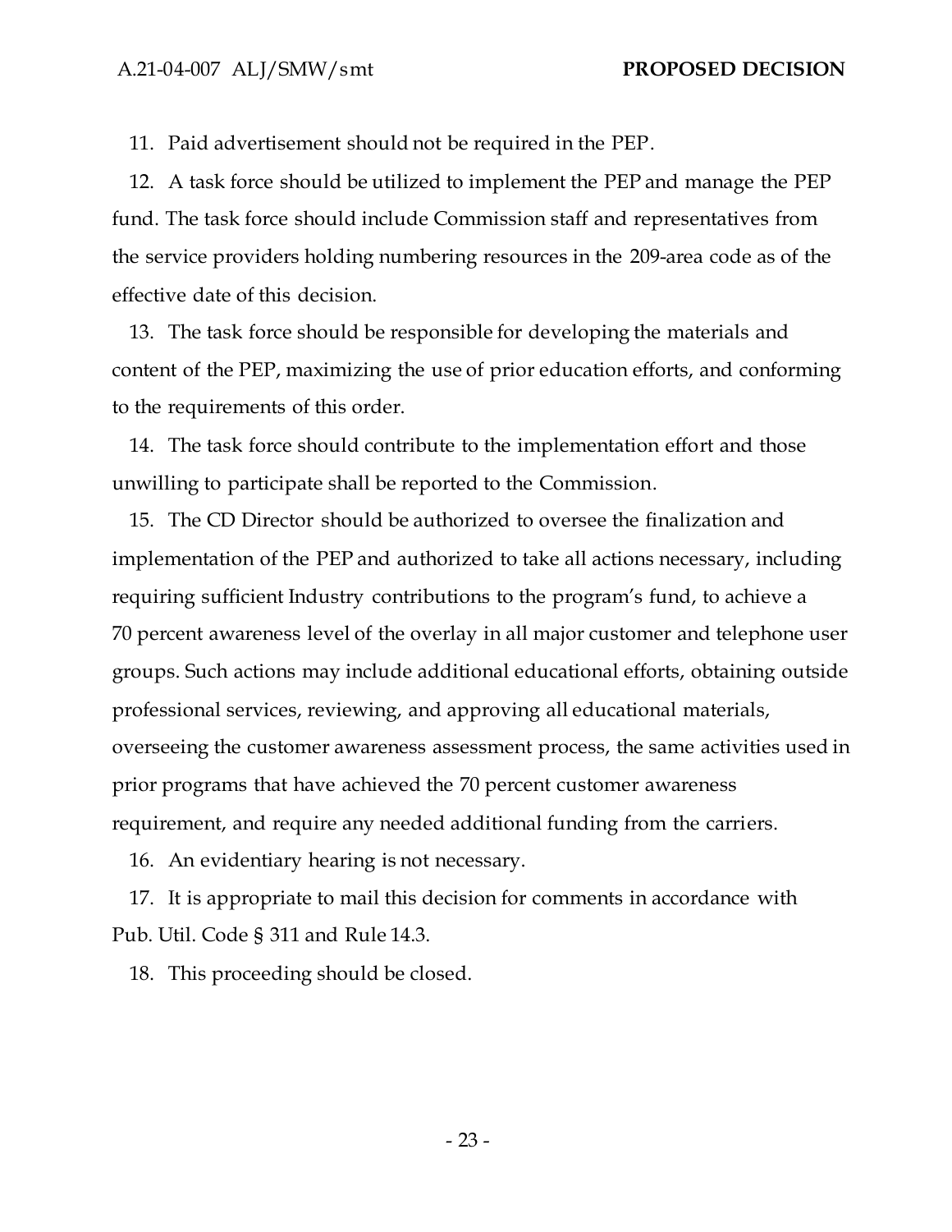11. Paid advertisement should not be required in the PEP.

12. A task force should be utilized to implement the PEP and manage the PEP fund. The task force should include Commission staff and representatives from the service providers holding numbering resources in the 209-area code as of the effective date of this decision.

13. The task force should be responsible for developing the materials and content of the PEP, maximizing the use of prior education efforts, and conforming to the requirements of this order.

14. The task force should contribute to the implementation effort and those unwilling to participate shall be reported to the Commission.

15. The CD Director should be authorized to oversee the finalization and implementation of the PEP and authorized to take all actions necessary, including requiring sufficient Industry contributions to the program's fund, to achieve a 70 percent awareness level of the overlay in all major customer and telephone user groups. Such actions may include additional educational efforts, obtaining outside professional services, reviewing, and approving all educational materials, overseeing the customer awareness assessment process, the same activities used in prior programs that have achieved the 70 percent customer awareness requirement, and require any needed additional funding from the carriers.

16. An evidentiary hearing is not necessary.

17. It is appropriate to mail this decision for comments in accordance with Pub. Util. Code § 311 and Rule 14.3.

18. This proceeding should be closed.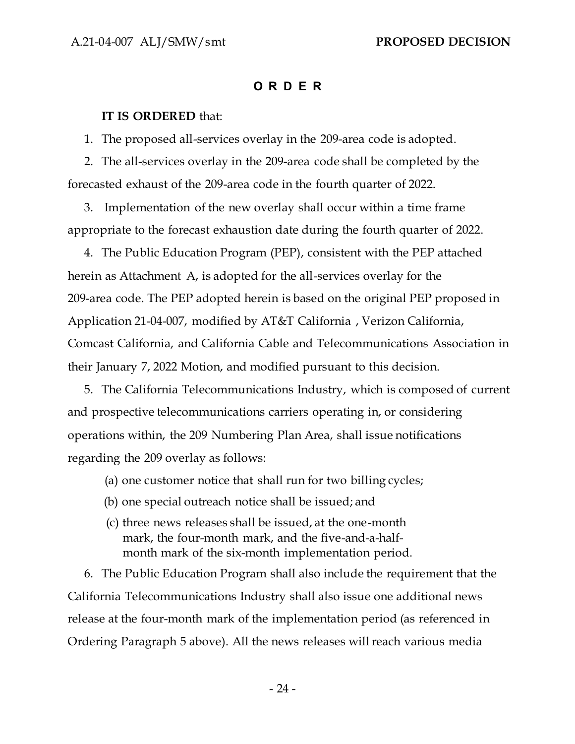## O R D E R

**IT IS ORDERED** that:

1. The proposed all-services overlay in the 209-area code is adopted.

2. The all-services overlay in the 209-area code shall be completed by the forecasted exhaust of the 209-area code in the fourth quarter of 2022.

3. Implementation of the new overlay shall occur within a time frame appropriate to the forecast exhaustion date during the fourth quarter of 2022.

4. The Public Education Program (PEP), consistent with the PEP attached herein as Attachment A, is adopted for the all-services overlay for the 209-area code. The PEP adopted herein is based on the original PEP proposed in Application 21-04-007, modified by AT&T California , Verizon California, Comcast California, and California Cable and Telecommunications Association in their January 7, 2022 Motion, and modified pursuant to this decision.

5. The California Telecommunications Industry, which is composed of current and prospective telecommunications carriers operating in, or considering operations within, the 209 Numbering Plan Area, shall issue notifications regarding the 209 overlay as follows:

   (a) one customer notice that shall run for two billing cycles;

   (b) one special outreach notice shall be issued; and

   (c) three news releases shall be issued, at the one-month mark, the four-month mark, and the five-and-a-half-month mark of the six-month implementation period.

6. The Public Education Program shall also include the requirement that the California Telecommunications Industry shall also issue one additional news release at the four-month mark of the implementation period (as referenced in Ordering Paragraph 5 above). All the news releases will reach various media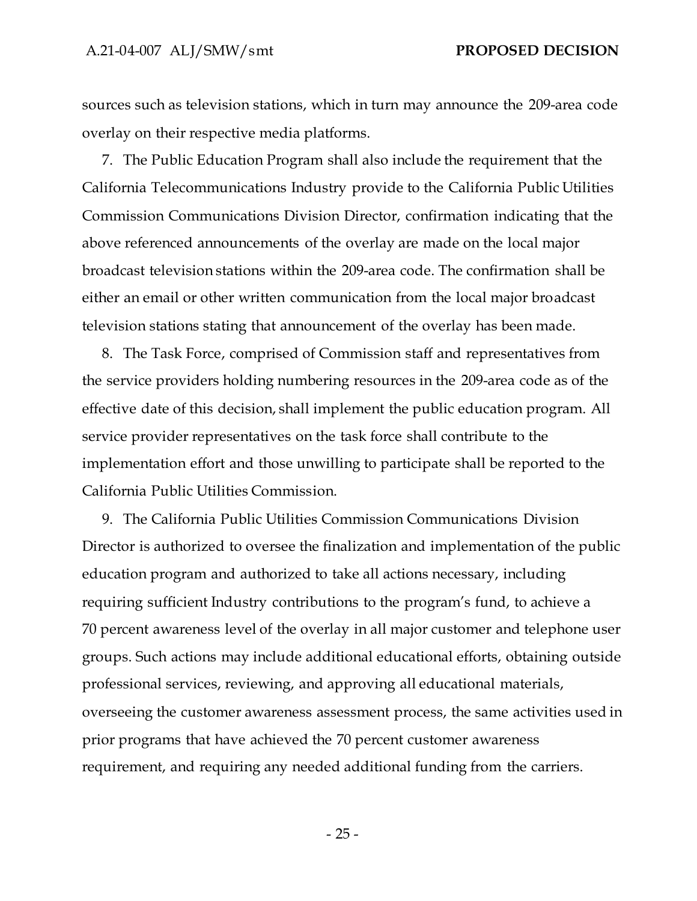sources such as television stations, which in turn may announce the 209-area code overlay on their respective media platforms.

7. The Public Education Program shall also include the requirement that the California Telecommunications Industry provide to the California Public Utilities Commission Communications Division Director, confirmation indicating that the above referenced announcements of the overlay are made on the local major broadcast television stations within the 209-area code. The confirmation shall be either an email or other written communication from the local major broadcast television stations stating that announcement of the overlay has been made.

8. The Task Force, comprised of Commission staff and representatives from the service providers holding numbering resources in the 209-area code as of the effective date of this decision, shall implement the public education program. All service provider representatives on the task force shall contribute to the implementation effort and those unwilling to participate shall be reported to the California Public Utilities Commission.

9. The California Public Utilities Commission Communications Division Director is authorized to oversee the finalization and implementation of the public education program and authorized to take all actions necessary, including requiring sufficient Industry contributions to the program's fund, to achieve a 70 percent awareness level of the overlay in all major customer and telephone user groups. Such actions may include additional educational efforts, obtaining outside professional services, reviewing, and approving all educational materials, overseeing the customer awareness assessment process, the same activities used in prior programs that have achieved the 70 percent customer awareness requirement, and requiring any needed additional funding from the carriers.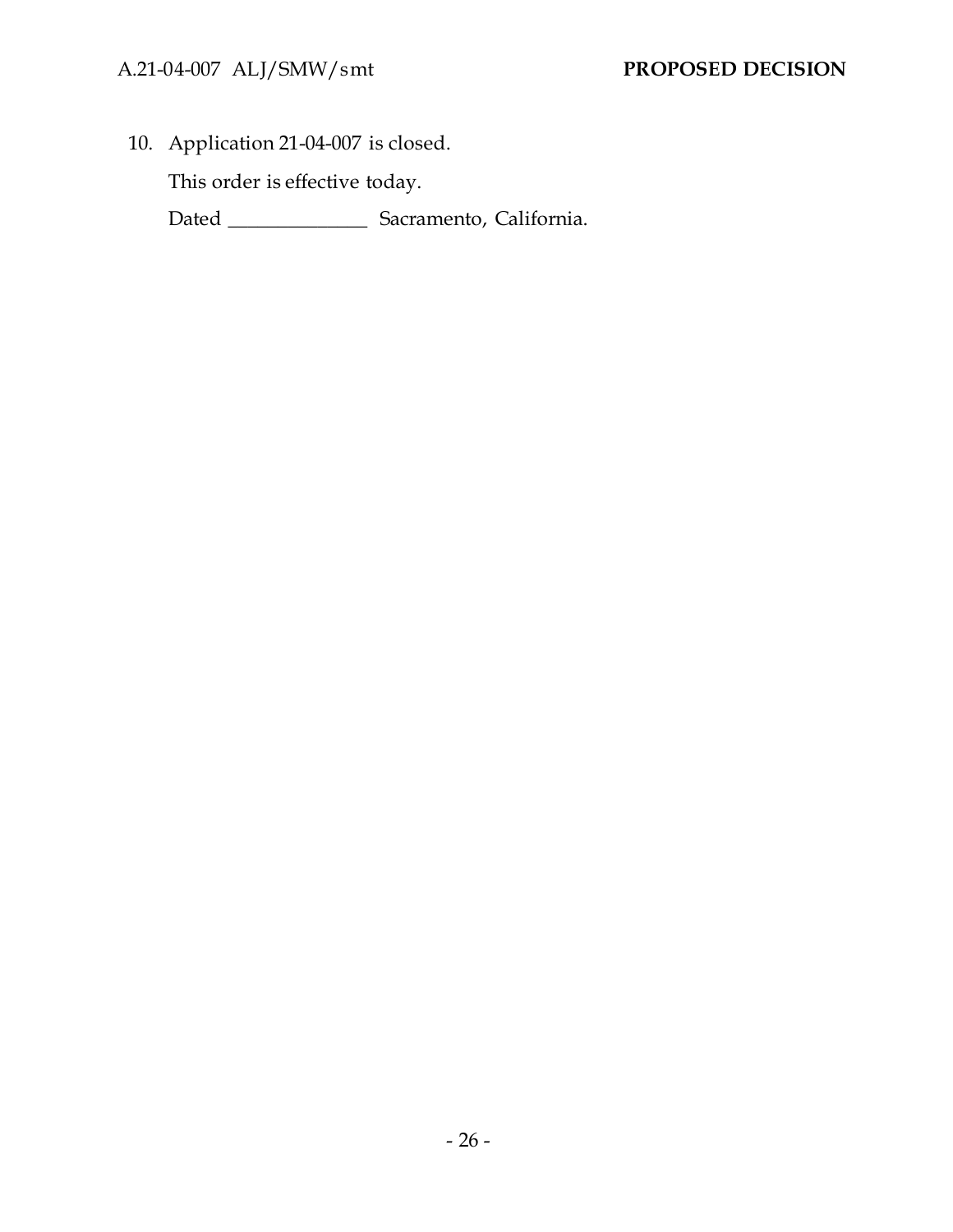10. Application 21-04-007 is closed.

    This order is effective today.

    Dated ______________ Sacramento, California.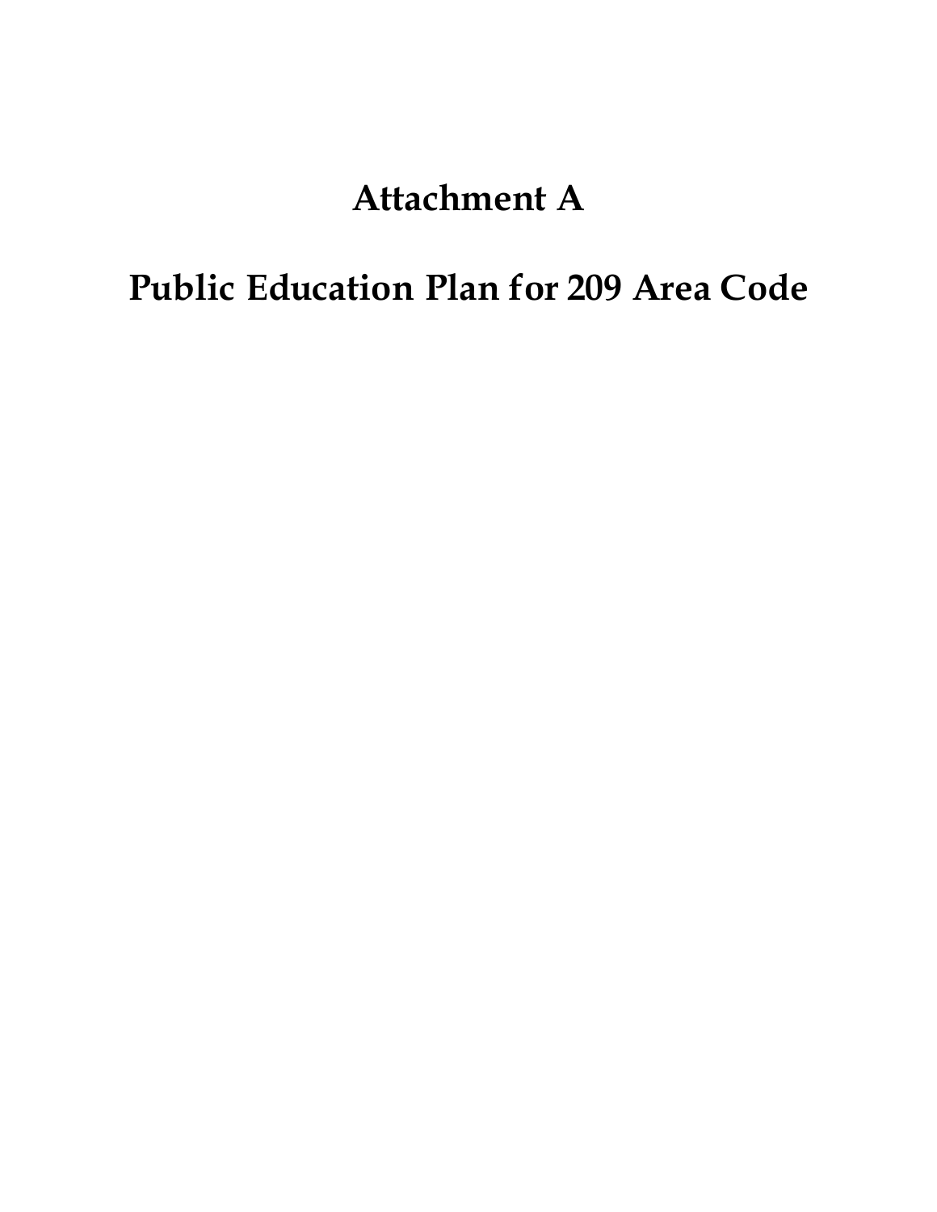# Attachment A

# Public Education Plan for 209 Area Code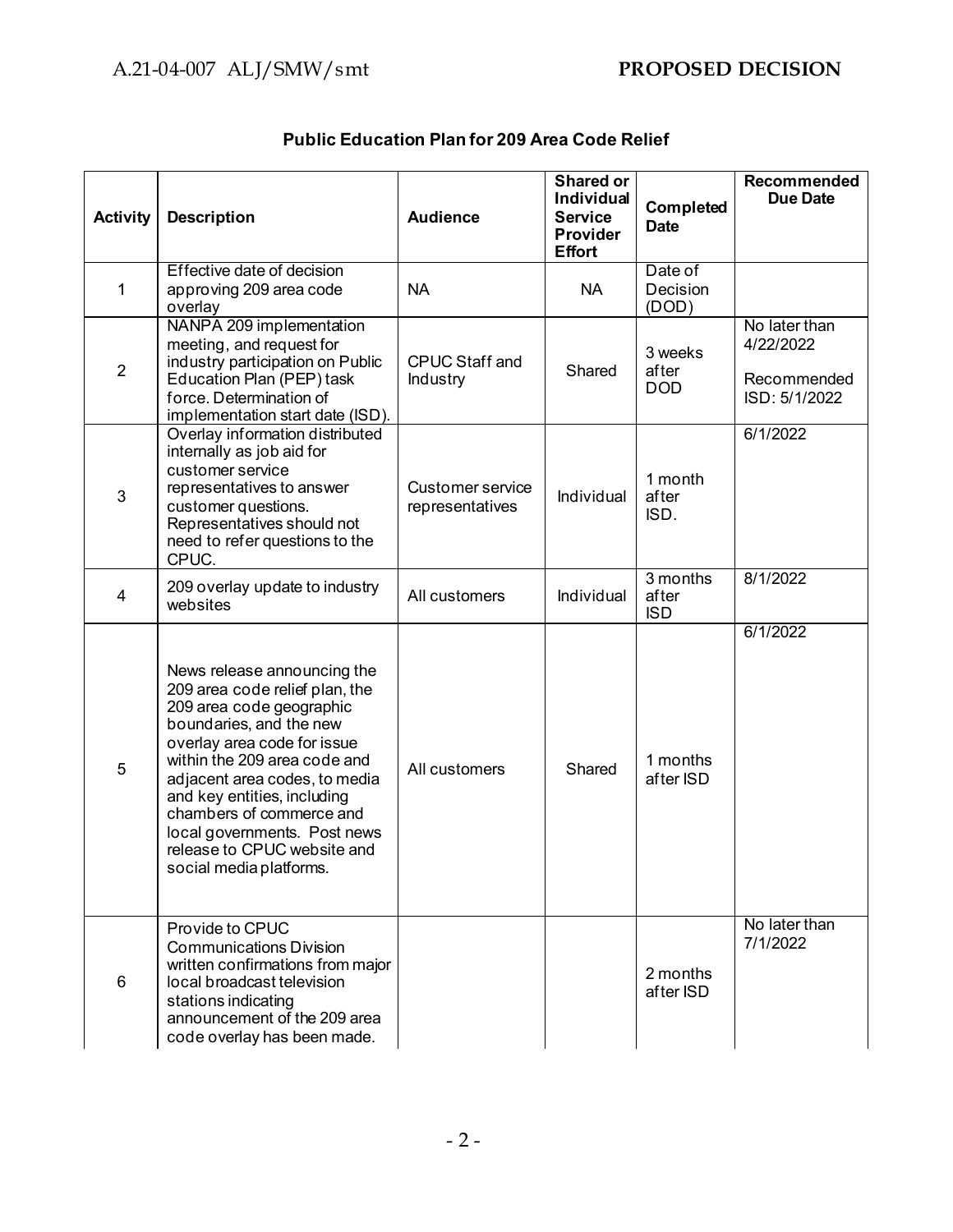**Public Education Plan for 209 Area Code Relief**

| Activity | Description | Audience | Shared or Individual Service Provider Effort | Completed Date | Recommended Due Date |
|---|---|---|---|---|---|
| 1 | Effective date of decision approving 209 area code overlay | NA | NA | Date of Decision (DOD) | |
| 2 | NANPA 209 implementation meeting, and request for industry participation on Public Education Plan (PEP) task force. Determination of implementation start date (ISD). | CPUC Staff and Industry | Shared | 3 weeks after DOD | No later than 4/22/2022<br><br>Recommended ISD: 5/1/2022 |
| 3 | Overlay information distributed internally as job aid for customer service representatives to answer customer questions. Representatives should not need to refer questions to the CPUC. | Customer service representatives | Individual | 1 month after ISD. | 6/1/2022 |
| 4 | 209 overlay update to industry websites | All customers | Individual | 3 months after ISD | 8/1/2022 |
| 5 | News release announcing the 209 area code relief plan, the 209 area code geographic boundaries, and the new overlay area code for issue within the 209 area code and adjacent area codes, to media and key entities, including chambers of commerce and local governments. Post news release to CPUC website and social media platforms. | All customers | Shared | 1 months after ISD | 6/1/2022 |
| 6 | Provide to CPUC Communications Division written confirmations from major local broadcast television stations indicating announcement of the 209 area code overlay has been made. | | | 2 months after ISD | No later than 7/1/2022 |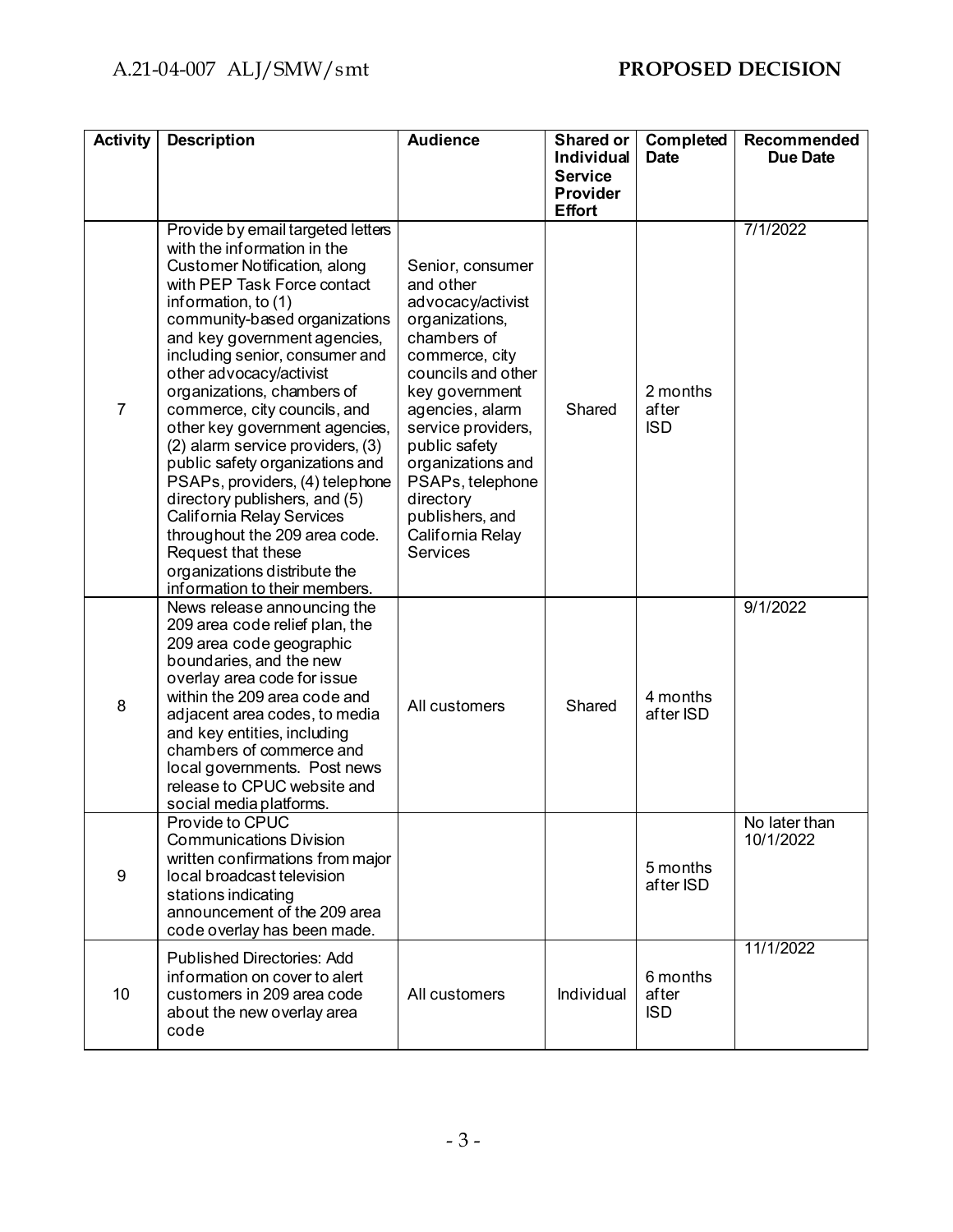| Activity | Description | Audience | Shared or Individual Service Provider Effort | Completed Date | Recommended Due Date |
|---|---|---|---|---|---|
| 7 | Provide by email targeted letters with the information in the Customer Notification, along with PEP Task Force contact information, to (1) community-based organizations and key government agencies, including senior, consumer and other advocacy/activist organizations, chambers of commerce, city councils, and other key government agencies, (2) alarm service providers, (3) public safety organizations and PSAPs, providers, (4) telephone directory publishers, and (5) California Relay Services throughout the 209 area code. Request that these organizations distribute the information to their members. | Senior, consumer and other advocacy/activist organizations, chambers of commerce, city councils and other key government agencies, alarm service providers, public safety organizations and PSAPs, telephone directory publishers, and California Relay Services | Shared | 2 months after ISD | 7/1/2022 |
| 8 | News release announcing the 209 area code relief plan, the 209 area code geographic boundaries, and the new overlay area code for issue within the 209 area code and adjacent area codes, to media and key entities, including chambers of commerce and local governments. Post news release to CPUC website and social media platforms. | All customers | Shared | 4 months after ISD | 9/1/2022 |
| 9 | Provide to CPUC Communications Division written confirmations from major local broadcast television stations indicating announcement of the 209 area code overlay has been made. | | | 5 months after ISD | No later than 10/1/2022 |
| 10 | Published Directories: Add information on cover to alert customers in 209 area code about the new overlay area code | All customers | Individual | 6 months after ISD | 11/1/2022 |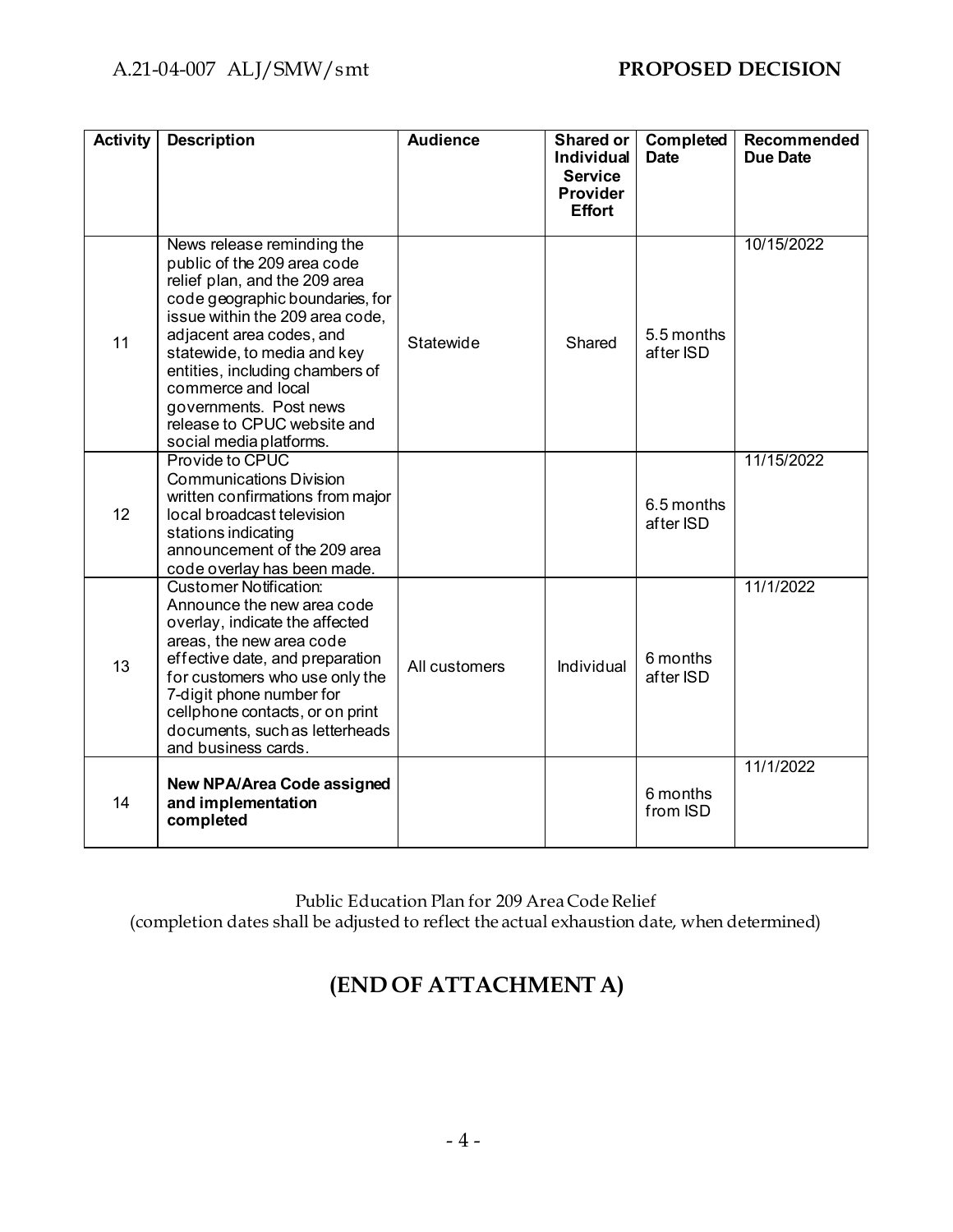| Activity | Description | Audience | Shared or Individual Service Provider Effort | Completed Date | Recommended Due Date |
|---|---|---|---|---|---|
| 11 | News release reminding the public of the 209 area code relief plan, and the 209 area code geographic boundaries, for issue within the 209 area code, adjacent area codes, and statewide, to media and key entities, including chambers of commerce and local governments. Post news release to CPUC website and social media platforms. | Statewide | Shared | 5.5 months after ISD | 10/15/2022 |
| 12 | Provide to CPUC Communications Division written confirmations from major local broadcast television stations indicating announcement of the 209 area code overlay has been made. | | | 6.5 months after ISD | 11/15/2022 |
| 13 | Customer Notification: Announce the new area code overlay, indicate the affected areas, the new area code effective date, and preparation for customers who use only the 7-digit phone number for cellphone contacts, or on print documents, such as letterheads and business cards. | All customers | Individual | 6 months after ISD | 11/1/2022 |
| 14 | **New NPA/Area Code assigned and implementation completed** | | | 6 months from ISD | 11/1/2022 |

Public Education Plan for 209 Area Code Relief
(completion dates shall be adjusted to reflect the actual exhaustion date, when determined)

## (END OF ATTACHMENT A)